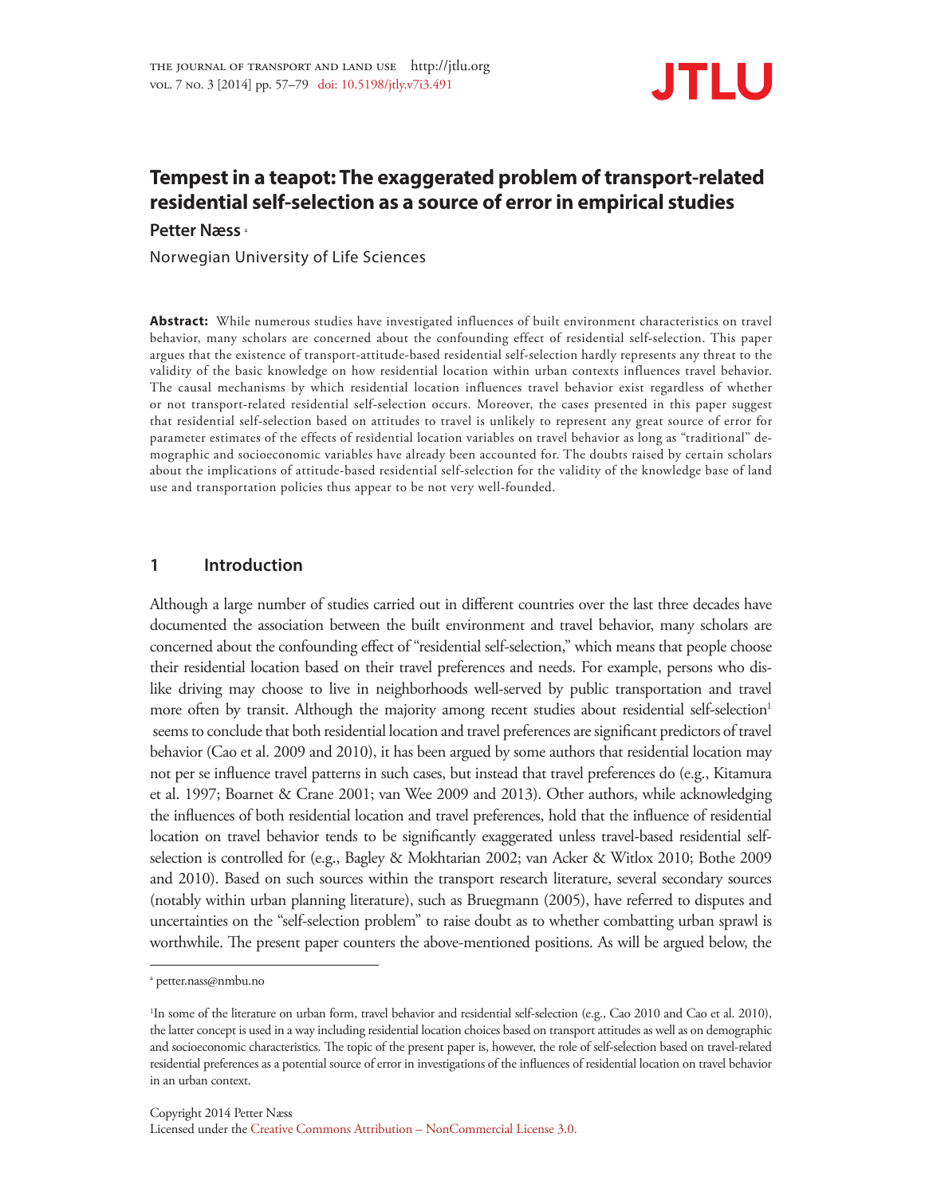# Tempest in a teapot: The exaggerated problem of transport-related residential self-selection as a source of error in empirical studies

**Petter Næss** [a]

Norwegian University of Life Sciences

**Abstract:** While numerous studies have investigated influences of built environment characteristics on travel behavior, many scholars are concerned about the confounding effect of residential self-selection. This paper argues that the existence of transport-attitude-based residential self-selection hardly represents any threat to the validity of the basic knowledge on how residential location within urban contexts influences travel behavior. The causal mechanisms by which residential location influences travel behavior exist regardless of whether or not transport-related residential self-selection occurs. Moreover, the cases presented in this paper suggest that residential self-selection based on attitudes to travel is unlikely to represent any great source of error for parameter estimates of the effects of residential location variables on travel behavior as long as "traditional" demographic and socioeconomic variables have already been accounted for. The doubts raised by certain scholars about the implications of attitude-based residential self-selection for the validity of the knowledge base of land use and transportation policies thus appear to be not very well-founded.

## 1 Introduction

Although a large number of studies carried out in different countries over the last three decades have documented the association between the built environment and travel behavior, many scholars are concerned about the confounding effect of "residential self-selection," which means that people choose their residential location based on their travel preferences and needs. For example, persons who dislike driving may choose to live in neighborhoods well-served by public transportation and travel more often by transit. Although the majority among recent studies about residential self-selection[1] seems to conclude that both residential location and travel preferences are significant predictors of travel behavior (Cao et al. 2009 and 2010), it has been argued by some authors that residential location may not per se influence travel patterns in such cases, but instead that travel preferences do (e.g., Kitamura et al. 1997; Boarnet & Crane 2001; van Wee 2009 and 2013). Other authors, while acknowledging the influences of both residential location and travel preferences, hold that the influence of residential location on travel behavior tends to be significantly exaggerated unless travel-based residential self-selection is controlled for (e.g., Bagley & Mokhtarian 2002; van Acker & Witlox 2010; Bothe 2009 and 2010). Based on such sources within the transport research literature, several secondary sources (notably within urban planning literature), such as Bruegmann (2005), have referred to disputes and uncertainties on the "self-selection problem" to raise doubt as to whether combatting urban sprawl is worthwhile. The present paper counters the above-mentioned positions. As will be argued below, the

[a] petter.nass@nmbu.no

[1] In some of the literature on urban form, travel behavior and residential self-selection (e.g., Cao 2010 and Cao et al. 2010), the latter concept is used in a way including residential location choices based on transport attitudes as well as on demographic and socioeconomic characteristics. The topic of the present paper is, however, the role of self-selection based on travel-related residential preferences as a potential source of error in investigations of the influences of residential location on travel behavior in an urban context.

Copyright 2014 Petter Næss
Licensed under the Creative Commons Attribution – NonCommercial License 3.0.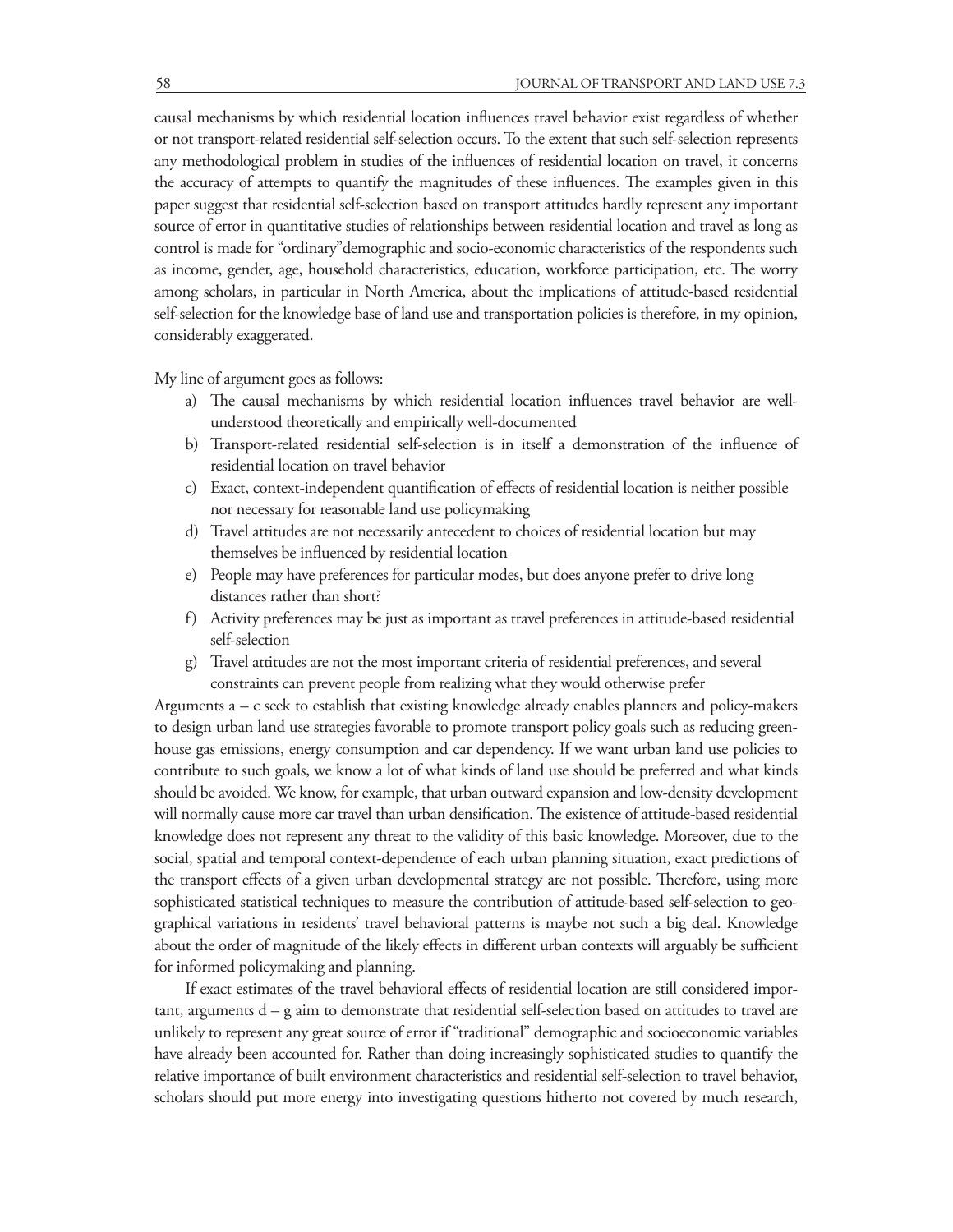causal mechanisms by which residential location influences travel behavior exist regardless of whether or not transport-related residential self-selection occurs. To the extent that such self-selection represents any methodological problem in studies of the influences of residential location on travel, it concerns the accuracy of attempts to quantify the magnitudes of these influences. The examples given in this paper suggest that residential self-selection based on transport attitudes hardly represent any important source of error in quantitative studies of relationships between residential location and travel as long as control is made for "ordinary"demographic and socio-economic characteristics of the respondents such as income, gender, age, household characteristics, education, workforce participation, etc. The worry among scholars, in particular in North America, about the implications of attitude-based residential self-selection for the knowledge base of land use and transportation policies is therefore, in my opinion, considerably exaggerated.

My line of argument goes as follows:

a) The causal mechanisms by which residential location influences travel behavior are well-understood theoretically and empirically well-documented
b) Transport-related residential self-selection is in itself a demonstration of the influence of residential location on travel behavior
c) Exact, context-independent quantification of effects of residential location is neither possible nor necessary for reasonable land use policymaking
d) Travel attitudes are not necessarily antecedent to choices of residential location but may themselves be influenced by residential location
e) People may have preferences for particular modes, but does anyone prefer to drive long distances rather than short?
f) Activity preferences may be just as important as travel preferences in attitude-based residential self-selection
g) Travel attitudes are not the most important criteria of residential preferences, and several constraints can prevent people from realizing what they would otherwise prefer

Arguments a – c seek to establish that existing knowledge already enables planners and policy-makers to design urban land use strategies favorable to promote transport policy goals such as reducing greenhouse gas emissions, energy consumption and car dependency. If we want urban land use policies to contribute to such goals, we know a lot of what kinds of land use should be preferred and what kinds should be avoided. We know, for example, that urban outward expansion and low-density development will normally cause more car travel than urban densification. The existence of attitude-based residential knowledge does not represent any threat to the validity of this basic knowledge. Moreover, due to the social, spatial and temporal context-dependence of each urban planning situation, exact predictions of the transport effects of a given urban developmental strategy are not possible. Therefore, using more sophisticated statistical techniques to measure the contribution of attitude-based self-selection to geographical variations in residents' travel behavioral patterns is maybe not such a big deal. Knowledge about the order of magnitude of the likely effects in different urban contexts will arguably be sufficient for informed policymaking and planning.

If exact estimates of the travel behavioral effects of residential location are still considered important, arguments d – g aim to demonstrate that residential self-selection based on attitudes to travel are unlikely to represent any great source of error if "traditional" demographic and socioeconomic variables have already been accounted for. Rather than doing increasingly sophisticated studies to quantify the relative importance of built environment characteristics and residential self-selection to travel behavior, scholars should put more energy into investigating questions hitherto not covered by much research,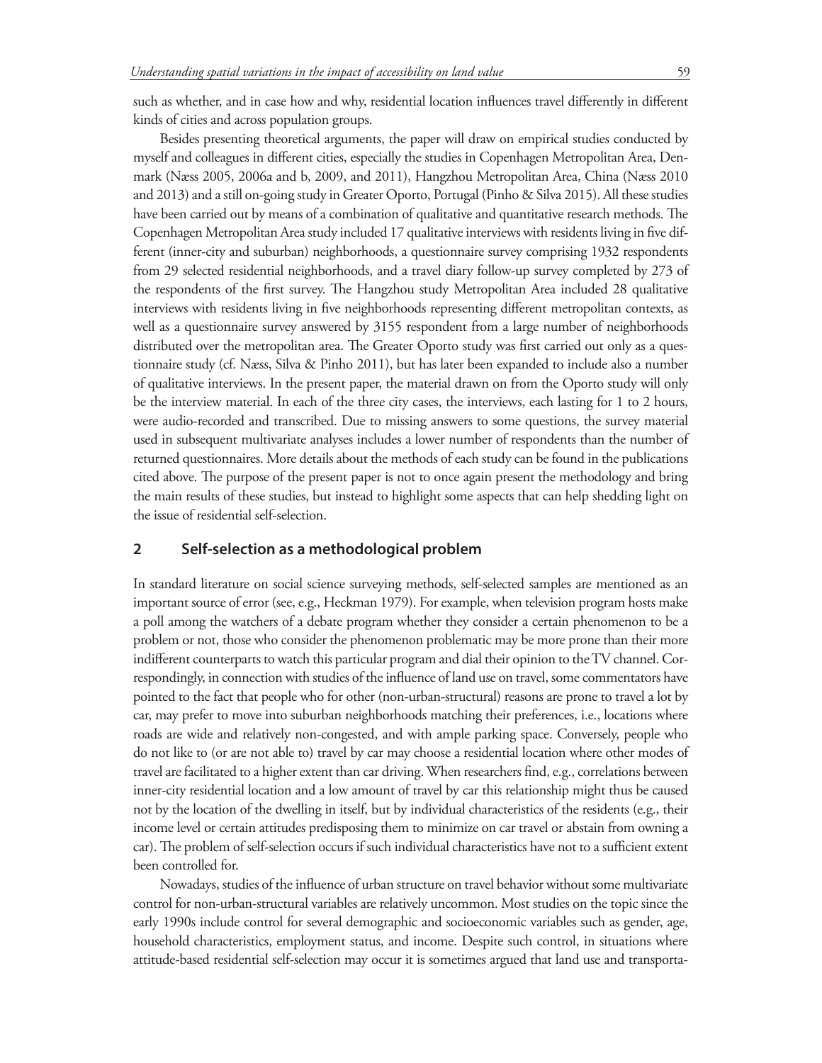such as whether, and in case how and why, residential location influences travel differently in different kinds of cities and across population groups.

Besides presenting theoretical arguments, the paper will draw on empirical studies conducted by myself and colleagues in different cities, especially the studies in Copenhagen Metropolitan Area, Denmark (Næss 2005, 2006a and b, 2009, and 2011), Hangzhou Metropolitan Area, China (Næss 2010 and 2013) and a still on-going study in Greater Oporto, Portugal (Pinho & Silva 2015). All these studies have been carried out by means of a combination of qualitative and quantitative research methods. The Copenhagen Metropolitan Area study included 17 qualitative interviews with residents living in five different (inner-city and suburban) neighborhoods, a questionnaire survey comprising 1932 respondents from 29 selected residential neighborhoods, and a travel diary follow-up survey completed by 273 of the respondents of the first survey. The Hangzhou study Metropolitan Area included 28 qualitative interviews with residents living in five neighborhoods representing different metropolitan contexts, as well as a questionnaire survey answered by 3155 respondent from a large number of neighborhoods distributed over the metropolitan area. The Greater Oporto study was first carried out only as a questionnaire study (cf. Næss, Silva & Pinho 2011), but has later been expanded to include also a number of qualitative interviews. In the present paper, the material drawn on from the Oporto study will only be the interview material. In each of the three city cases, the interviews, each lasting for 1 to 2 hours, were audio-recorded and transcribed. Due to missing answers to some questions, the survey material used in subsequent multivariate analyses includes a lower number of respondents than the number of returned questionnaires. More details about the methods of each study can be found in the publications cited above. The purpose of the present paper is not to once again present the methodology and bring the main results of these studies, but instead to highlight some aspects that can help shedding light on the issue of residential self-selection.

## 2 Self-selection as a methodological problem

In standard literature on social science surveying methods, self-selected samples are mentioned as an important source of error (see, e.g., Heckman 1979). For example, when television program hosts make a poll among the watchers of a debate program whether they consider a certain phenomenon to be a problem or not, those who consider the phenomenon problematic may be more prone than their more indifferent counterparts to watch this particular program and dial their opinion to the TV channel. Correspondingly, in connection with studies of the influence of land use on travel, some commentators have pointed to the fact that people who for other (non-urban-structural) reasons are prone to travel a lot by car, may prefer to move into suburban neighborhoods matching their preferences, i.e., locations where roads are wide and relatively non-congested, and with ample parking space. Conversely, people who do not like to (or are not able to) travel by car may choose a residential location where other modes of travel are facilitated to a higher extent than car driving. When researchers find, e.g., correlations between inner-city residential location and a low amount of travel by car this relationship might thus be caused not by the location of the dwelling in itself, but by individual characteristics of the residents (e.g., their income level or certain attitudes predisposing them to minimize on car travel or abstain from owning a car). The problem of self-selection occurs if such individual characteristics have not to a sufficient extent been controlled for.

Nowadays, studies of the influence of urban structure on travel behavior without some multivariate control for non-urban-structural variables are relatively uncommon. Most studies on the topic since the early 1990s include control for several demographic and socioeconomic variables such as gender, age, household characteristics, employment status, and income. Despite such control, in situations where attitude-based residential self-selection may occur it is sometimes argued that land use and transporta-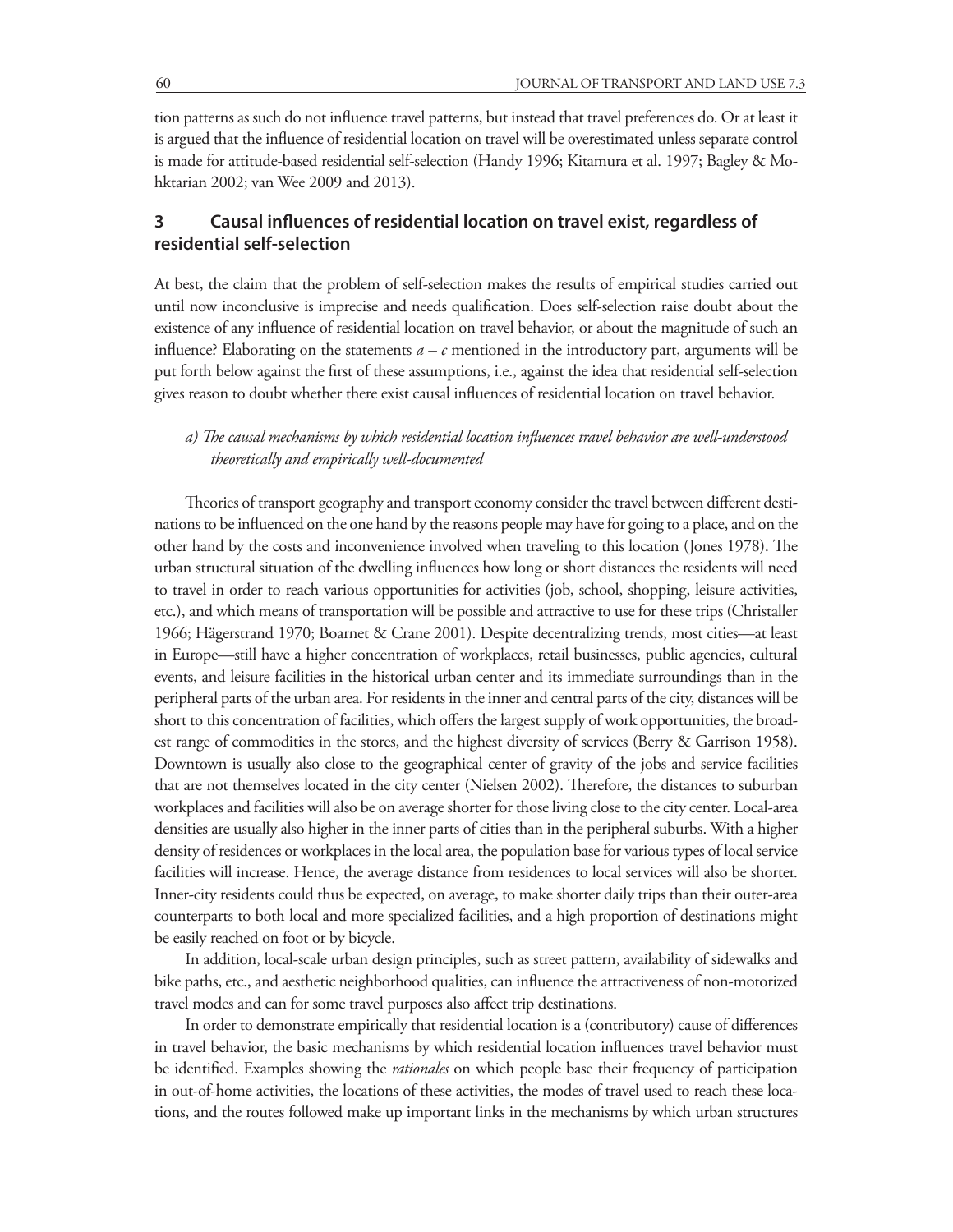tion patterns as such do not influence travel patterns, but instead that travel preferences do. Or at least it is argued that the influence of residential location on travel will be overestimated unless separate control is made for attitude-based residential self-selection (Handy 1996; Kitamura et al. 1997; Bagley & Mohktarian 2002; van Wee 2009 and 2013).

## 3 Causal influences of residential location on travel exist, regardless of residential self-selection

At best, the claim that the problem of self-selection makes the results of empirical studies carried out until now inconclusive is imprecise and needs qualification. Does self-selection raise doubt about the existence of any influence of residential location on travel behavior, or about the magnitude of such an influence? Elaborating on the statements *a – c* mentioned in the introductory part, arguments will be put forth below against the first of these assumptions, i.e., against the idea that residential self-selection gives reason to doubt whether there exist causal influences of residential location on travel behavior.

### *a) The causal mechanisms by which residential location influences travel behavior are well-understood theoretically and empirically well-documented*

Theories of transport geography and transport economy consider the travel between different destinations to be influenced on the one hand by the reasons people may have for going to a place, and on the other hand by the costs and inconvenience involved when traveling to this location (Jones 1978). The urban structural situation of the dwelling influences how long or short distances the residents will need to travel in order to reach various opportunities for activities (job, school, shopping, leisure activities, etc.), and which means of transportation will be possible and attractive to use for these trips (Christaller 1966; Hägerstrand 1970; Boarnet & Crane 2001). Despite decentralizing trends, most cities—at least in Europe—still have a higher concentration of workplaces, retail businesses, public agencies, cultural events, and leisure facilities in the historical urban center and its immediate surroundings than in the peripheral parts of the urban area. For residents in the inner and central parts of the city, distances will be short to this concentration of facilities, which offers the largest supply of work opportunities, the broadest range of commodities in the stores, and the highest diversity of services (Berry & Garrison 1958). Downtown is usually also close to the geographical center of gravity of the jobs and service facilities that are not themselves located in the city center (Nielsen 2002). Therefore, the distances to suburban workplaces and facilities will also be on average shorter for those living close to the city center. Local-area densities are usually also higher in the inner parts of cities than in the peripheral suburbs. With a higher density of residences or workplaces in the local area, the population base for various types of local service facilities will increase. Hence, the average distance from residences to local services will also be shorter. Inner-city residents could thus be expected, on average, to make shorter daily trips than their outer-area counterparts to both local and more specialized facilities, and a high proportion of destinations might be easily reached on foot or by bicycle.

In addition, local-scale urban design principles, such as street pattern, availability of sidewalks and bike paths, etc., and aesthetic neighborhood qualities, can influence the attractiveness of non-motorized travel modes and can for some travel purposes also affect trip destinations.

In order to demonstrate empirically that residential location is a (contributory) cause of differences in travel behavior, the basic mechanisms by which residential location influences travel behavior must be identified. Examples showing the *rationales* on which people base their frequency of participation in out-of-home activities, the locations of these activities, the modes of travel used to reach these locations, and the routes followed make up important links in the mechanisms by which urban structures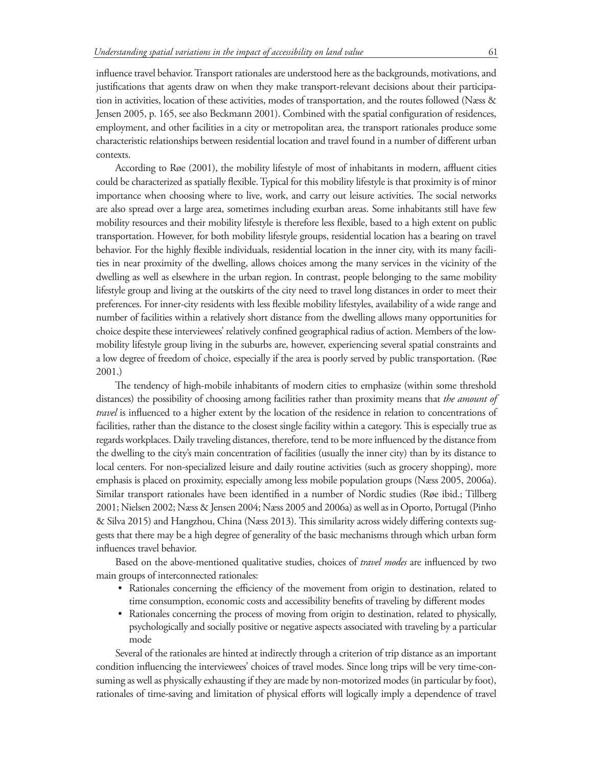influence travel behavior. Transport rationales are understood here as the backgrounds, motivations, and justifications that agents draw on when they make transport-relevant decisions about their participation in activities, location of these activities, modes of transportation, and the routes followed (Næss & Jensen 2005, p. 165, see also Beckmann 2001). Combined with the spatial configuration of residences, employment, and other facilities in a city or metropolitan area, the transport rationales produce some characteristic relationships between residential location and travel found in a number of different urban contexts.

According to Røe (2001), the mobility lifestyle of most of inhabitants in modern, affluent cities could be characterized as spatially flexible. Typical for this mobility lifestyle is that proximity is of minor importance when choosing where to live, work, and carry out leisure activities. The social networks are also spread over a large area, sometimes including exurban areas. Some inhabitants still have few mobility resources and their mobility lifestyle is therefore less flexible, based to a high extent on public transportation. However, for both mobility lifestyle groups, residential location has a bearing on travel behavior. For the highly flexible individuals, residential location in the inner city, with its many facilities in near proximity of the dwelling, allows choices among the many services in the vicinity of the dwelling as well as elsewhere in the urban region. In contrast, people belonging to the same mobility lifestyle group and living at the outskirts of the city need to travel long distances in order to meet their preferences. For inner-city residents with less flexible mobility lifestyles, availability of a wide range and number of facilities within a relatively short distance from the dwelling allows many opportunities for choice despite these interviewees' relatively confined geographical radius of action. Members of the low-mobility lifestyle group living in the suburbs are, however, experiencing several spatial constraints and a low degree of freedom of choice, especially if the area is poorly served by public transportation. (Røe 2001.)

The tendency of high-mobile inhabitants of modern cities to emphasize (within some threshold distances) the possibility of choosing among facilities rather than proximity means that *the amount of travel* is influenced to a higher extent by the location of the residence in relation to concentrations of facilities, rather than the distance to the closest single facility within a category. This is especially true as regards workplaces. Daily traveling distances, therefore, tend to be more influenced by the distance from the dwelling to the city's main concentration of facilities (usually the inner city) than by its distance to local centers. For non-specialized leisure and daily routine activities (such as grocery shopping), more emphasis is placed on proximity, especially among less mobile population groups (Næss 2005, 2006a). Similar transport rationales have been identified in a number of Nordic studies (Røe ibid.; Tillberg 2001; Nielsen 2002; Næss & Jensen 2004; Næss 2005 and 2006a) as well as in Oporto, Portugal (Pinho & Silva 2015) and Hangzhou, China (Næss 2013). This similarity across widely differing contexts suggests that there may be a high degree of generality of the basic mechanisms through which urban form influences travel behavior.

Based on the above-mentioned qualitative studies, choices of *travel modes* are influenced by two main groups of interconnected rationales:

- Rationales concerning the efficiency of the movement from origin to destination, related to time consumption, economic costs and accessibility benefits of traveling by different modes
- Rationales concerning the process of moving from origin to destination, related to physically, psychologically and socially positive or negative aspects associated with traveling by a particular mode

Several of the rationales are hinted at indirectly through a criterion of trip distance as an important condition influencing the interviewees' choices of travel modes. Since long trips will be very time-consuming as well as physically exhausting if they are made by non-motorized modes (in particular by foot), rationales of time-saving and limitation of physical efforts will logically imply a dependence of travel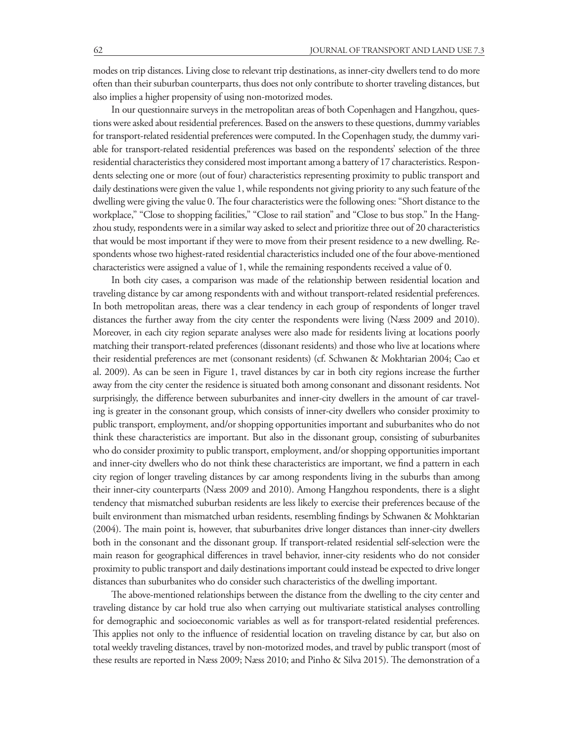modes on trip distances. Living close to relevant trip destinations, as inner-city dwellers tend to do more often than their suburban counterparts, thus does not only contribute to shorter traveling distances, but also implies a higher propensity of using non-motorized modes.

In our questionnaire surveys in the metropolitan areas of both Copenhagen and Hangzhou, questions were asked about residential preferences. Based on the answers to these questions, dummy variables for transport-related residential preferences were computed. In the Copenhagen study, the dummy variable for transport-related residential preferences was based on the respondents' selection of the three residential characteristics they considered most important among a battery of 17 characteristics. Respondents selecting one or more (out of four) characteristics representing proximity to public transport and daily destinations were given the value 1, while respondents not giving priority to any such feature of the dwelling were giving the value 0. The four characteristics were the following ones: "Short distance to the workplace," "Close to shopping facilities," "Close to rail station" and "Close to bus stop." In the Hangzhou study, respondents were in a similar way asked to select and prioritize three out of 20 characteristics that would be most important if they were to move from their present residence to a new dwelling. Respondents whose two highest-rated residential characteristics included one of the four above-mentioned characteristics were assigned a value of 1, while the remaining respondents received a value of 0.

In both city cases, a comparison was made of the relationship between residential location and traveling distance by car among respondents with and without transport-related residential preferences. In both metropolitan areas, there was a clear tendency in each group of respondents of longer travel distances the further away from the city center the respondents were living (Næss 2009 and 2010). Moreover, in each city region separate analyses were also made for residents living at locations poorly matching their transport-related preferences (dissonant residents) and those who live at locations where their residential preferences are met (consonant residents) (cf. Schwanen & Mokhtarian 2004; Cao et al. 2009). As can be seen in Figure 1, travel distances by car in both city regions increase the further away from the city center the residence is situated both among consonant and dissonant residents. Not surprisingly, the difference between suburbanites and inner-city dwellers in the amount of car traveling is greater in the consonant group, which consists of inner-city dwellers who consider proximity to public transport, employment, and/or shopping opportunities important and suburbanites who do not think these characteristics are important. But also in the dissonant group, consisting of suburbanites who do consider proximity to public transport, employment, and/or shopping opportunities important and inner-city dwellers who do not think these characteristics are important, we find a pattern in each city region of longer traveling distances by car among respondents living in the suburbs than among their inner-city counterparts (Næss 2009 and 2010). Among Hangzhou respondents, there is a slight tendency that mismatched suburban residents are less likely to exercise their preferences because of the built environment than mismatched urban residents, resembling findings by Schwanen & Mohktarian (2004). The main point is, however, that suburbanites drive longer distances than inner-city dwellers both in the consonant and the dissonant group. If transport-related residential self-selection were the main reason for geographical differences in travel behavior, inner-city residents who do not consider proximity to public transport and daily destinations important could instead be expected to drive longer distances than suburbanites who do consider such characteristics of the dwelling important.

The above-mentioned relationships between the distance from the dwelling to the city center and traveling distance by car hold true also when carrying out multivariate statistical analyses controlling for demographic and socioeconomic variables as well as for transport-related residential preferences. This applies not only to the influence of residential location on traveling distance by car, but also on total weekly traveling distances, travel by non-motorized modes, and travel by public transport (most of these results are reported in Næss 2009; Næss 2010; and Pinho & Silva 2015). The demonstration of a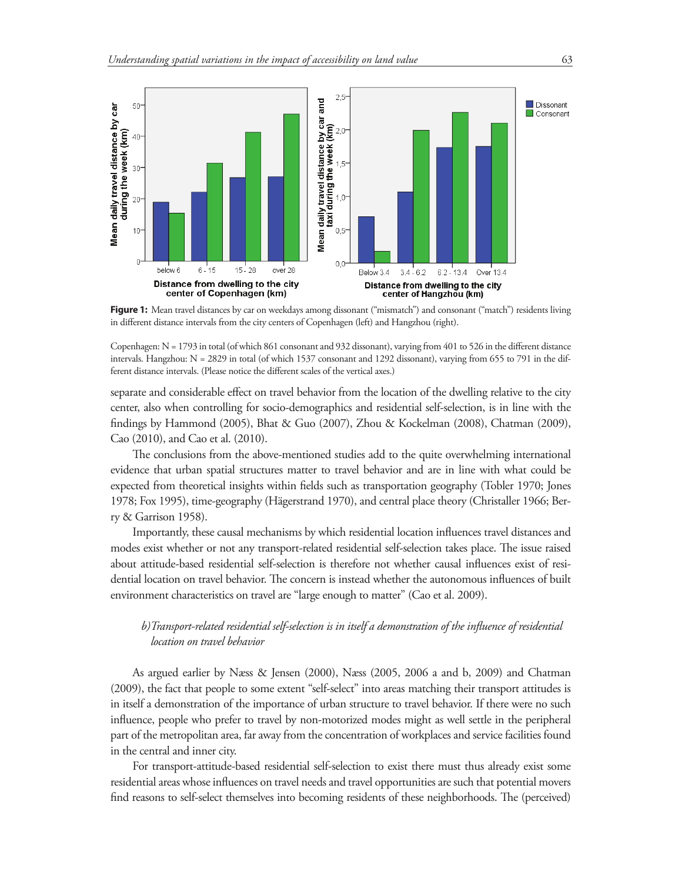**Figure 1:** Mean travel distances by car on weekdays among dissonant ("mismatch") and consonant ("match") residents living in different distance intervals from the city centers of Copenhagen (left) and Hangzhou (right).

Copenhagen: N = 1793 in total (of which 861 consonant and 932 dissonant), varying from 401 to 526 in the different distance intervals. Hangzhou: N = 2829 in total (of which 1537 consonant and 1292 dissonant), varying from 655 to 791 in the different distance intervals. (Please notice the different scales of the vertical axes.)

separate and considerable effect on travel behavior from the location of the dwelling relative to the city center, also when controlling for socio-demographics and residential self-selection, is in line with the findings by Hammond (2005), Bhat & Guo (2007), Zhou & Kockelman (2008), Chatman (2009), Cao (2010), and Cao et al. (2010).

The conclusions from the above-mentioned studies add to the quite overwhelming international evidence that urban spatial structures matter to travel behavior and are in line with what could be expected from theoretical insights within fields such as transportation geography (Tobler 1970; Jones 1978; Fox 1995), time-geography (Hägerstrand 1970), and central place theory (Christaller 1966; Berry & Garrison 1958).

Importantly, these causal mechanisms by which residential location influences travel distances and modes exist whether or not any transport-related residential self-selection takes place. The issue raised about attitude-based residential self-selection is therefore not whether causal influences exist of residential location on travel behavior. The concern is instead whether the autonomous influences of built environment characteristics on travel are "large enough to matter" (Cao et al. 2009).

*b) Transport-related residential self-selection is in itself a demonstration of the influence of residential location on travel behavior*

As argued earlier by Næss & Jensen (2000), Næss (2005, 2006 a and b, 2009) and Chatman (2009), the fact that people to some extent "self-select" into areas matching their transport attitudes is in itself a demonstration of the importance of urban structure to travel behavior. If there were no such influence, people who prefer to travel by non-motorized modes might as well settle in the peripheral part of the metropolitan area, far away from the concentration of workplaces and service facilities found in the central and inner city.

For transport-attitude-based residential self-selection to exist there must thus already exist some residential areas whose influences on travel needs and travel opportunities are such that potential movers find reasons to self-select themselves into becoming residents of these neighborhoods. The (perceived)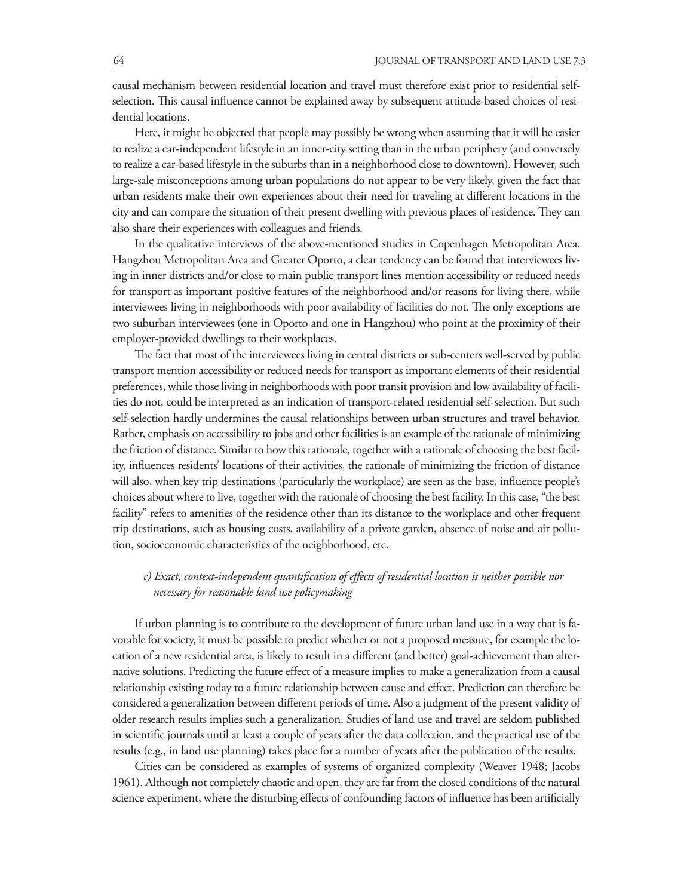causal mechanism between residential location and travel must therefore exist prior to residential self-selection. This causal influence cannot be explained away by subsequent attitude-based choices of residential locations.

Here, it might be objected that people may possibly be wrong when assuming that it will be easier to realize a car-independent lifestyle in an inner-city setting than in the urban periphery (and conversely to realize a car-based lifestyle in the suburbs than in a neighborhood close to downtown). However, such large-sale misconceptions among urban populations do not appear to be very likely, given the fact that urban residents make their own experiences about their need for traveling at different locations in the city and can compare the situation of their present dwelling with previous places of residence. They can also share their experiences with colleagues and friends.

In the qualitative interviews of the above-mentioned studies in Copenhagen Metropolitan Area, Hangzhou Metropolitan Area and Greater Oporto, a clear tendency can be found that interviewees living in inner districts and/or close to main public transport lines mention accessibility or reduced needs for transport as important positive features of the neighborhood and/or reasons for living there, while interviewees living in neighborhoods with poor availability of facilities do not. The only exceptions are two suburban interviewees (one in Oporto and one in Hangzhou) who point at the proximity of their employer-provided dwellings to their workplaces.

The fact that most of the interviewees living in central districts or sub-centers well-served by public transport mention accessibility or reduced needs for transport as important elements of their residential preferences, while those living in neighborhoods with poor transit provision and low availability of facilities do not, could be interpreted as an indication of transport-related residential self-selection. But such self-selection hardly undermines the causal relationships between urban structures and travel behavior. Rather, emphasis on accessibility to jobs and other facilities is an example of the rationale of minimizing the friction of distance. Similar to how this rationale, together with a rationale of choosing the best facility, influences residents' locations of their activities, the rationale of minimizing the friction of distance will also, when key trip destinations (particularly the workplace) are seen as the base, influence people's choices about where to live, together with the rationale of choosing the best facility. In this case, "the best facility" refers to amenities of the residence other than its distance to the workplace and other frequent trip destinations, such as housing costs, availability of a private garden, absence of noise and air pollution, socioeconomic characteristics of the neighborhood, etc.

### *c) Exact, context-independent quantification of effects of residential location is neither possible nor necessary for reasonable land use policymaking*

If urban planning is to contribute to the development of future urban land use in a way that is favorable for society, it must be possible to predict whether or not a proposed measure, for example the location of a new residential area, is likely to result in a different (and better) goal-achievement than alternative solutions. Predicting the future effect of a measure implies to make a generalization from a causal relationship existing today to a future relationship between cause and effect. Prediction can therefore be considered a generalization between different periods of time. Also a judgment of the present validity of older research results implies such a generalization. Studies of land use and travel are seldom published in scientific journals until at least a couple of years after the data collection, and the practical use of the results (e.g., in land use planning) takes place for a number of years after the publication of the results.

Cities can be considered as examples of systems of organized complexity (Weaver 1948; Jacobs 1961). Although not completely chaotic and open, they are far from the closed conditions of the natural science experiment, where the disturbing effects of confounding factors of influence has been artificially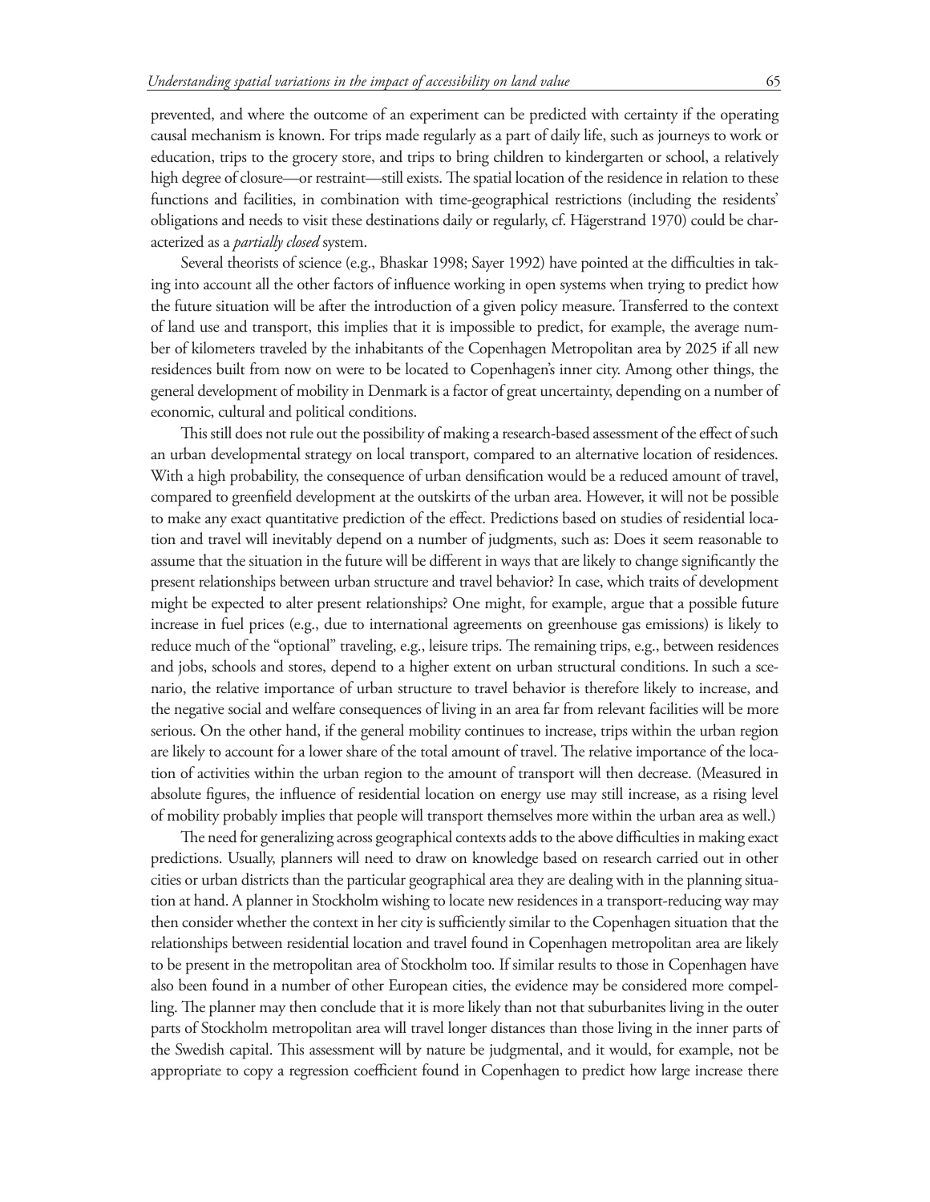prevented, and where the outcome of an experiment can be predicted with certainty if the operating causal mechanism is known. For trips made regularly as a part of daily life, such as journeys to work or education, trips to the grocery store, and trips to bring children to kindergarten or school, a relatively high degree of closure—or restraint—still exists. The spatial location of the residence in relation to these functions and facilities, in combination with time-geographical restrictions (including the residents' obligations and needs to visit these destinations daily or regularly, cf. Hägerstrand 1970) could be characterized as a *partially closed* system.

Several theorists of science (e.g., Bhaskar 1998; Sayer 1992) have pointed at the difficulties in taking into account all the other factors of influence working in open systems when trying to predict how the future situation will be after the introduction of a given policy measure. Transferred to the context of land use and transport, this implies that it is impossible to predict, for example, the average number of kilometers traveled by the inhabitants of the Copenhagen Metropolitan area by 2025 if all new residences built from now on were to be located to Copenhagen's inner city. Among other things, the general development of mobility in Denmark is a factor of great uncertainty, depending on a number of economic, cultural and political conditions.

This still does not rule out the possibility of making a research-based assessment of the effect of such an urban developmental strategy on local transport, compared to an alternative location of residences. With a high probability, the consequence of urban densification would be a reduced amount of travel, compared to greenfield development at the outskirts of the urban area. However, it will not be possible to make any exact quantitative prediction of the effect. Predictions based on studies of residential location and travel will inevitably depend on a number of judgments, such as: Does it seem reasonable to assume that the situation in the future will be different in ways that are likely to change significantly the present relationships between urban structure and travel behavior? In case, which traits of development might be expected to alter present relationships? One might, for example, argue that a possible future increase in fuel prices (e.g., due to international agreements on greenhouse gas emissions) is likely to reduce much of the "optional" traveling, e.g., leisure trips. The remaining trips, e.g., between residences and jobs, schools and stores, depend to a higher extent on urban structural conditions. In such a scenario, the relative importance of urban structure to travel behavior is therefore likely to increase, and the negative social and welfare consequences of living in an area far from relevant facilities will be more serious. On the other hand, if the general mobility continues to increase, trips within the urban region are likely to account for a lower share of the total amount of travel. The relative importance of the location of activities within the urban region to the amount of transport will then decrease. (Measured in absolute figures, the influence of residential location on energy use may still increase, as a rising level of mobility probably implies that people will transport themselves more within the urban area as well.)

The need for generalizing across geographical contexts adds to the above difficulties in making exact predictions. Usually, planners will need to draw on knowledge based on research carried out in other cities or urban districts than the particular geographical area they are dealing with in the planning situation at hand. A planner in Stockholm wishing to locate new residences in a transport-reducing way may then consider whether the context in her city is sufficiently similar to the Copenhagen situation that the relationships between residential location and travel found in Copenhagen metropolitan area are likely to be present in the metropolitan area of Stockholm too. If similar results to those in Copenhagen have also been found in a number of other European cities, the evidence may be considered more compelling. The planner may then conclude that it is more likely than not that suburbanites living in the outer parts of Stockholm metropolitan area will travel longer distances than those living in the inner parts of the Swedish capital. This assessment will by nature be judgmental, and it would, for example, not be appropriate to copy a regression coefficient found in Copenhagen to predict how large increase there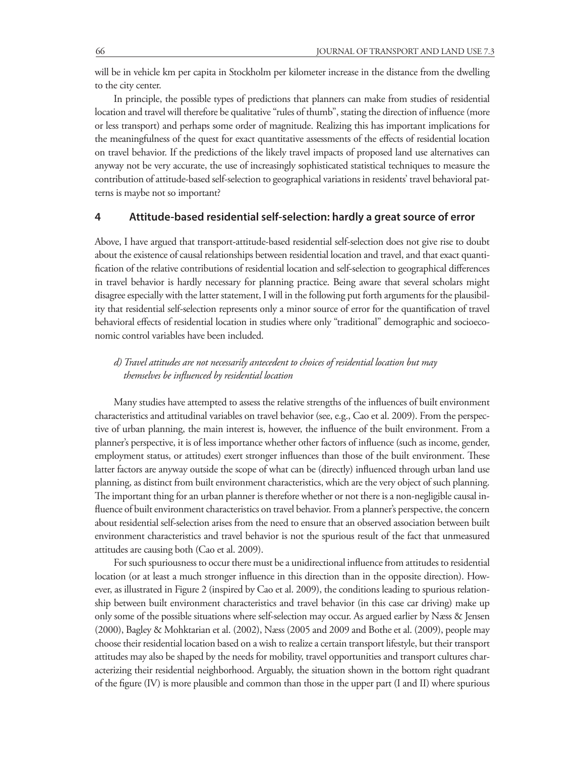will be in vehicle km per capita in Stockholm per kilometer increase in the distance from the dwelling to the city center.

In principle, the possible types of predictions that planners can make from studies of residential location and travel will therefore be qualitative "rules of thumb", stating the direction of influence (more or less transport) and perhaps some order of magnitude. Realizing this has important implications for the meaningfulness of the quest for exact quantitative assessments of the effects of residential location on travel behavior. If the predictions of the likely travel impacts of proposed land use alternatives can anyway not be very accurate, the use of increasingly sophisticated statistical techniques to measure the contribution of attitude-based self-selection to geographical variations in residents' travel behavioral patterns is maybe not so important?

## 4 Attitude-based residential self-selection: hardly a great source of error

Above, I have argued that transport-attitude-based residential self-selection does not give rise to doubt about the existence of causal relationships between residential location and travel, and that exact quantification of the relative contributions of residential location and self-selection to geographical differences in travel behavior is hardly necessary for planning practice. Being aware that several scholars might disagree especially with the latter statement, I will in the following put forth arguments for the plausibility that residential self-selection represents only a minor source of error for the quantification of travel behavioral effects of residential location in studies where only "traditional" demographic and socioeconomic control variables have been included.

### *d) Travel attitudes are not necessarily antecedent to choices of residential location but may themselves be influenced by residential location*

Many studies have attempted to assess the relative strengths of the influences of built environment characteristics and attitudinal variables on travel behavior (see, e.g., Cao et al. 2009). From the perspective of urban planning, the main interest is, however, the influence of the built environment. From a planner's perspective, it is of less importance whether other factors of influence (such as income, gender, employment status, or attitudes) exert stronger influences than those of the built environment. These latter factors are anyway outside the scope of what can be (directly) influenced through urban land use planning, as distinct from built environment characteristics, which are the very object of such planning. The important thing for an urban planner is therefore whether or not there is a non-negligible causal influence of built environment characteristics on travel behavior. From a planner's perspective, the concern about residential self-selection arises from the need to ensure that an observed association between built environment characteristics and travel behavior is not the spurious result of the fact that unmeasured attitudes are causing both (Cao et al. 2009).

For such spuriousness to occur there must be a unidirectional influence from attitudes to residential location (or at least a much stronger influence in this direction than in the opposite direction). However, as illustrated in Figure 2 (inspired by Cao et al. 2009), the conditions leading to spurious relationship between built environment characteristics and travel behavior (in this case car driving) make up only some of the possible situations where self-selection may occur. As argued earlier by Næss & Jensen (2000), Bagley & Mohktarian et al. (2002), Næss (2005 and 2009 and Bothe et al. (2009), people may choose their residential location based on a wish to realize a certain transport lifestyle, but their transport attitudes may also be shaped by the needs for mobility, travel opportunities and transport cultures characterizing their residential neighborhood. Arguably, the situation shown in the bottom right quadrant of the figure (IV) is more plausible and common than those in the upper part (I and II) where spurious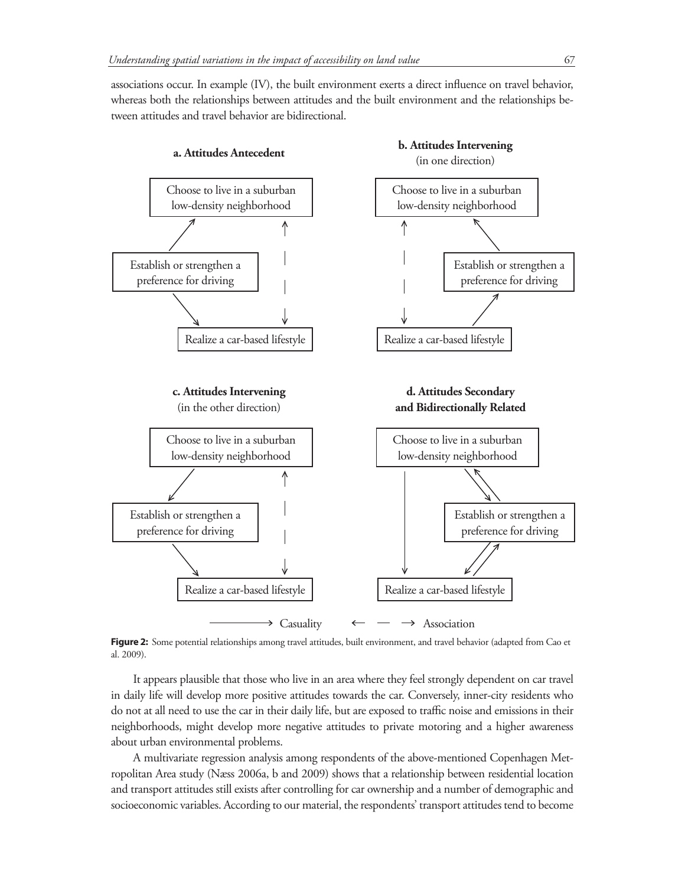associations occur. In example (IV), the built environment exerts a direct influence on travel behavior, whereas both the relationships between attitudes and the built environment and the relationships between attitudes and travel behavior are bidirectional.

**a. Attitudes Antecedent**

Choose to live in a suburban low-density neighborhood

Establish or strengthen a preference for driving

Realize a car-based lifestyle

**b. Attitudes Intervening** (in one direction)

Choose to live in a suburban low-density neighborhood

Establish or strengthen a preference for driving

Realize a car-based lifestyle

**c. Attitudes Intervening** (in the other direction)

Choose to live in a suburban low-density neighborhood

Establish or strengthen a preference for driving

Realize a car-based lifestyle

**d. Attitudes Secondary and Bidirectionally Related**

Choose to live in a suburban low-density neighborhood

Establish or strengthen a preference for driving

Realize a car-based lifestyle

⟶ Casuality ← — → Association

**Figure 2:** Some potential relationships among travel attitudes, built environment, and travel behavior (adapted from Cao et al. 2009).

It appears plausible that those who live in an area where they feel strongly dependent on car travel in daily life will develop more positive attitudes towards the car. Conversely, inner-city residents who do not at all need to use the car in their daily life, but are exposed to traffic noise and emissions in their neighborhoods, might develop more negative attitudes to private motoring and a higher awareness about urban environmental problems.

A multivariate regression analysis among respondents of the above-mentioned Copenhagen Metropolitan Area study (Næss 2006a, b and 2009) shows that a relationship between residential location and transport attitudes still exists after controlling for car ownership and a number of demographic and socioeconomic variables. According to our material, the respondents' transport attitudes tend to become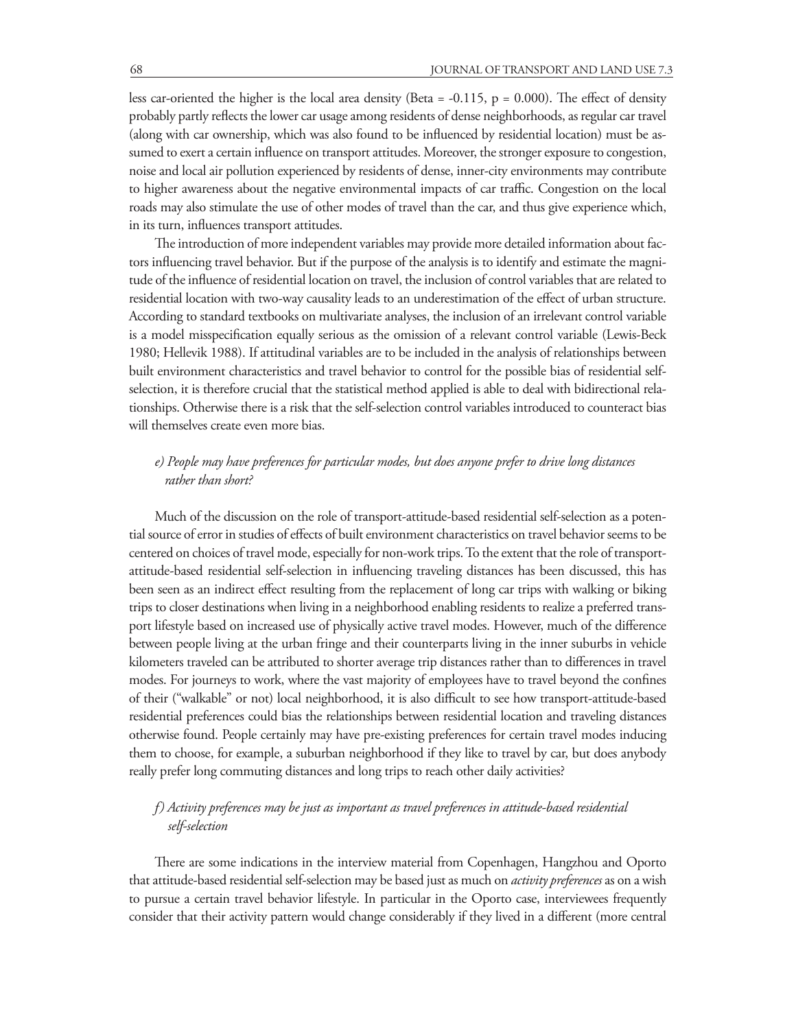less car-oriented the higher is the local area density (Beta = -0.115, $p = 0.000$). The effect of density probably partly reflects the lower car usage among residents of dense neighborhoods, as regular car travel (along with car ownership, which was also found to be influenced by residential location) must be assumed to exert a certain influence on transport attitudes. Moreover, the stronger exposure to congestion, noise and local air pollution experienced by residents of dense, inner-city environments may contribute to higher awareness about the negative environmental impacts of car traffic. Congestion on the local roads may also stimulate the use of other modes of travel than the car, and thus give experience which, in its turn, influences transport attitudes.

The introduction of more independent variables may provide more detailed information about factors influencing travel behavior. But if the purpose of the analysis is to identify and estimate the magnitude of the influence of residential location on travel, the inclusion of control variables that are related to residential location with two-way causality leads to an underestimation of the effect of urban structure. According to standard textbooks on multivariate analyses, the inclusion of an irrelevant control variable is a model misspecification equally serious as the omission of a relevant control variable (Lewis-Beck 1980; Hellevik 1988). If attitudinal variables are to be included in the analysis of relationships between built environment characteristics and travel behavior to control for the possible bias of residential self-selection, it is therefore crucial that the statistical method applied is able to deal with bidirectional relationships. Otherwise there is a risk that the self-selection control variables introduced to counteract bias will themselves create even more bias.

### *e) People may have preferences for particular modes, but does anyone prefer to drive long distances rather than short?*

Much of the discussion on the role of transport-attitude-based residential self-selection as a potential source of error in studies of effects of built environment characteristics on travel behavior seems to be centered on choices of travel mode, especially for non-work trips. To the extent that the role of transport-attitude-based residential self-selection in influencing traveling distances has been discussed, this has been seen as an indirect effect resulting from the replacement of long car trips with walking or biking trips to closer destinations when living in a neighborhood enabling residents to realize a preferred transport lifestyle based on increased use of physically active travel modes. However, much of the difference between people living at the urban fringe and their counterparts living in the inner suburbs in vehicle kilometers traveled can be attributed to shorter average trip distances rather than to differences in travel modes. For journeys to work, where the vast majority of employees have to travel beyond the confines of their ("walkable" or not) local neighborhood, it is also difficult to see how transport-attitude-based residential preferences could bias the relationships between residential location and traveling distances otherwise found. People certainly may have pre-existing preferences for certain travel modes inducing them to choose, for example, a suburban neighborhood if they like to travel by car, but does anybody really prefer long commuting distances and long trips to reach other daily activities?

### *f) Activity preferences may be just as important as travel preferences in attitude-based residential self-selection*

There are some indications in the interview material from Copenhagen, Hangzhou and Oporto that attitude-based residential self-selection may be based just as much on *activity preferences* as on a wish to pursue a certain travel behavior lifestyle. In particular in the Oporto case, interviewees frequently consider that their activity pattern would change considerably if they lived in a different (more central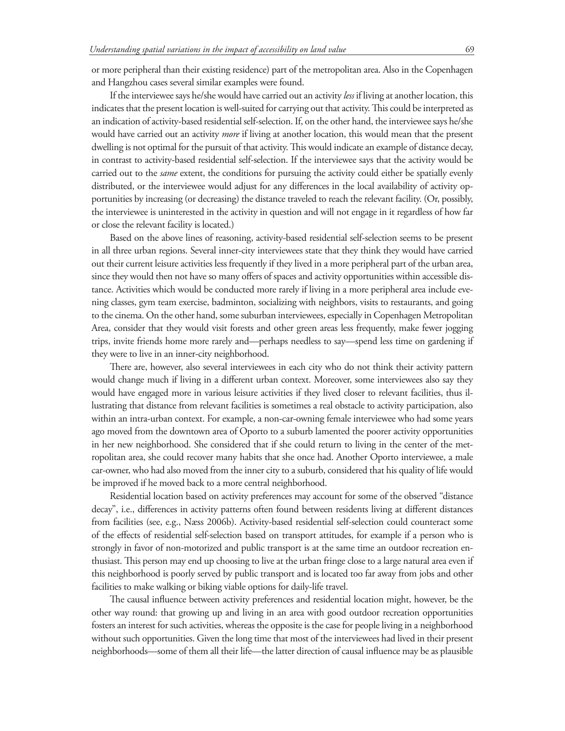or more peripheral than their existing residence) part of the metropolitan area. Also in the Copenhagen and Hangzhou cases several similar examples were found.

If the interviewee says he/she would have carried out an activity *less* if living at another location, this indicates that the present location is well-suited for carrying out that activity. This could be interpreted as an indication of activity-based residential self-selection. If, on the other hand, the interviewee says he/she would have carried out an activity *more* if living at another location, this would mean that the present dwelling is not optimal for the pursuit of that activity. This would indicate an example of distance decay, in contrast to activity-based residential self-selection. If the interviewee says that the activity would be carried out to the *same* extent, the conditions for pursuing the activity could either be spatially evenly distributed, or the interviewee would adjust for any differences in the local availability of activity opportunities by increasing (or decreasing) the distance traveled to reach the relevant facility. (Or, possibly, the interviewee is uninterested in the activity in question and will not engage in it regardless of how far or close the relevant facility is located.)

Based on the above lines of reasoning, activity-based residential self-selection seems to be present in all three urban regions. Several inner-city interviewees state that they think they would have carried out their current leisure activities less frequently if they lived in a more peripheral part of the urban area, since they would then not have so many offers of spaces and activity opportunities within accessible distance. Activities which would be conducted more rarely if living in a more peripheral area include evening classes, gym team exercise, badminton, socializing with neighbors, visits to restaurants, and going to the cinema. On the other hand, some suburban interviewees, especially in Copenhagen Metropolitan Area, consider that they would visit forests and other green areas less frequently, make fewer jogging trips, invite friends home more rarely and—perhaps needless to say—spend less time on gardening if they were to live in an inner-city neighborhood.

There are, however, also several interviewees in each city who do not think their activity pattern would change much if living in a different urban context. Moreover, some interviewees also say they would have engaged more in various leisure activities if they lived closer to relevant facilities, thus illustrating that distance from relevant facilities is sometimes a real obstacle to activity participation, also within an intra-urban context. For example, a non-car-owning female interviewee who had some years ago moved from the downtown area of Oporto to a suburb lamented the poorer activity opportunities in her new neighborhood. She considered that if she could return to living in the center of the metropolitan area, she could recover many habits that she once had. Another Oporto interviewee, a male car-owner, who had also moved from the inner city to a suburb, considered that his quality of life would be improved if he moved back to a more central neighborhood.

Residential location based on activity preferences may account for some of the observed "distance decay", i.e., differences in activity patterns often found between residents living at different distances from facilities (see, e.g., Næss 2006b). Activity-based residential self-selection could counteract some of the effects of residential self-selection based on transport attitudes, for example if a person who is strongly in favor of non-motorized and public transport is at the same time an outdoor recreation enthusiast. This person may end up choosing to live at the urban fringe close to a large natural area even if this neighborhood is poorly served by public transport and is located too far away from jobs and other facilities to make walking or biking viable options for daily-life travel.

The causal influence between activity preferences and residential location might, however, be the other way round: that growing up and living in an area with good outdoor recreation opportunities fosters an interest for such activities, whereas the opposite is the case for people living in a neighborhood without such opportunities. Given the long time that most of the interviewees had lived in their present neighborhoods—some of them all their life—the latter direction of causal influence may be as plausible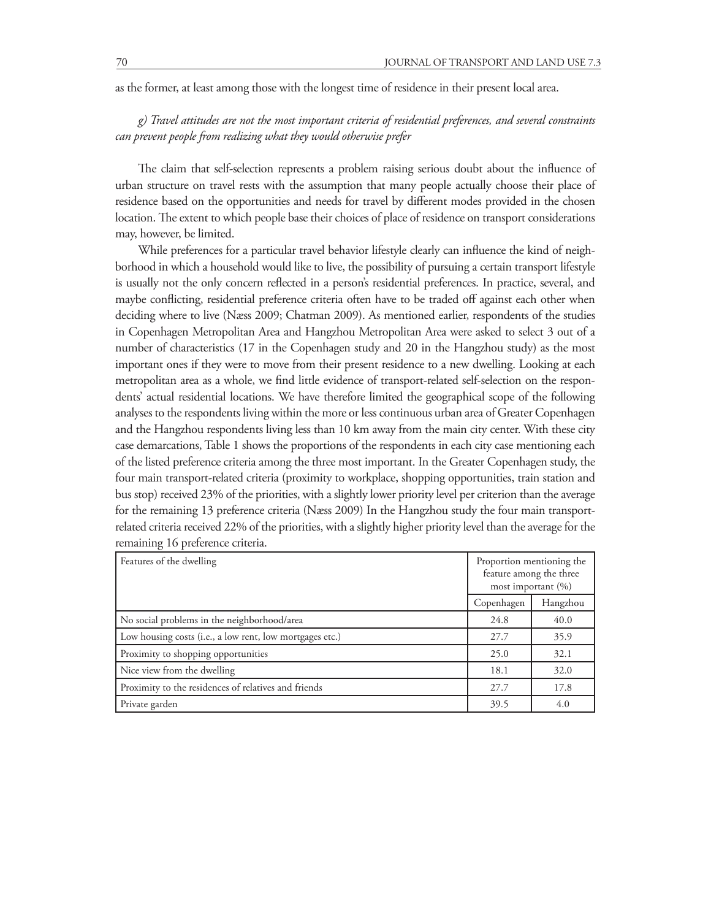as the former, at least among those with the longest time of residence in their present local area.

*g) Travel attitudes are not the most important criteria of residential preferences, and several constraints can prevent people from realizing what they would otherwise prefer*

The claim that self-selection represents a problem raising serious doubt about the influence of urban structure on travel rests with the assumption that many people actually choose their place of residence based on the opportunities and needs for travel by different modes provided in the chosen location. The extent to which people base their choices of place of residence on transport considerations may, however, be limited.

While preferences for a particular travel behavior lifestyle clearly can influence the kind of neighborhood in which a household would like to live, the possibility of pursuing a certain transport lifestyle is usually not the only concern reflected in a person's residential preferences. In practice, several, and maybe conflicting, residential preference criteria often have to be traded off against each other when deciding where to live (Næss 2009; Chatman 2009). As mentioned earlier, respondents of the studies in Copenhagen Metropolitan Area and Hangzhou Metropolitan Area were asked to select 3 out of a number of characteristics (17 in the Copenhagen study and 20 in the Hangzhou study) as the most important ones if they were to move from their present residence to a new dwelling. Looking at each metropolitan area as a whole, we find little evidence of transport-related self-selection on the respondents' actual residential locations. We have therefore limited the geographical scope of the following analyses to the respondents living within the more or less continuous urban area of Greater Copenhagen and the Hangzhou respondents living less than 10 km away from the main city center. With these city case demarcations, Table 1 shows the proportions of the respondents in each city case mentioning each of the listed preference criteria among the three most important. In the Greater Copenhagen study, the four main transport-related criteria (proximity to workplace, shopping opportunities, train station and bus stop) received 23% of the priorities, with a slightly lower priority level per criterion than the average for the remaining 13 preference criteria (Næss 2009) In the Hangzhou study the four main transport-related criteria received 22% of the priorities, with a slightly higher priority level than the average for the remaining 16 preference criteria.

| Features of the dwelling | Proportion mentioning the feature among the three most important (%) | |
|---|---|---|
| | Copenhagen | Hangzhou |
| No social problems in the neighborhood/area | 24.8 | 40.0 |
| Low housing costs (i.e., a low rent, low mortgages etc.) | 27.7 | 35.9 |
| Proximity to shopping opportunities | 25.0 | 32.1 |
| Nice view from the dwelling | 18.1 | 32.0 |
| Proximity to the residences of relatives and friends | 27.7 | 17.8 |
| Private garden | 39.5 | 4.0 |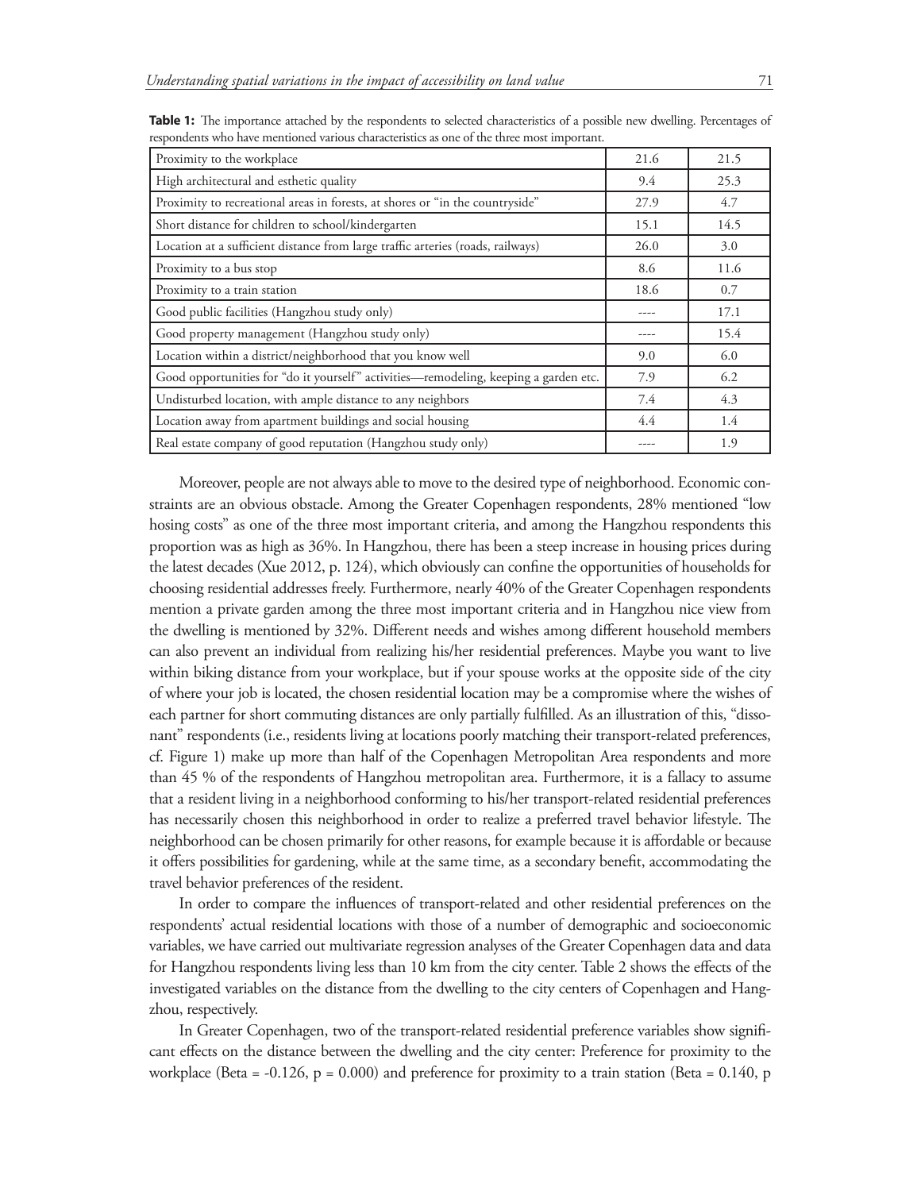**Table 1:** The importance attached by the respondents to selected characteristics of a possible new dwelling. Percentages of respondents who have mentioned various characteristics as one of the three most important.

| | | |
|---|---|---|
| Proximity to the workplace | 21.6 | 21.5 |
| High architectural and esthetic quality | 9.4 | 25.3 |
| Proximity to recreational areas in forests, at shores or "in the countryside" | 27.9 | 4.7 |
| Short distance for children to school/kindergarten | 15.1 | 14.5 |
| Location at a sufficient distance from large traffic arteries (roads, railways) | 26.0 | 3.0 |
| Proximity to a bus stop | 8.6 | 11.6 |
| Proximity to a train station | 18.6 | 0.7 |
| Good public facilities (Hangzhou study only) | ---- | 17.1 |
| Good property management (Hangzhou study only) | ---- | 15.4 |
| Location within a district/neighborhood that you know well | 9.0 | 6.0 |
| Good opportunities for "do it yourself" activities—remodeling, keeping a garden etc. | 7.9 | 6.2 |
| Undisturbed location, with ample distance to any neighbors | 7.4 | 4.3 |
| Location away from apartment buildings and social housing | 4.4 | 1.4 |
| Real estate company of good reputation (Hangzhou study only) | ---- | 1.9 |

Moreover, people are not always able to move to the desired type of neighborhood. Economic constraints are an obvious obstacle. Among the Greater Copenhagen respondents, 28% mentioned "low hosing costs" as one of the three most important criteria, and among the Hangzhou respondents this proportion was as high as 36%. In Hangzhou, there has been a steep increase in housing prices during the latest decades (Xue 2012, p. 124), which obviously can confine the opportunities of households for choosing residential addresses freely. Furthermore, nearly 40% of the Greater Copenhagen respondents mention a private garden among the three most important criteria and in Hangzhou nice view from the dwelling is mentioned by 32%. Different needs and wishes among different household members can also prevent an individual from realizing his/her residential preferences. Maybe you want to live within biking distance from your workplace, but if your spouse works at the opposite side of the city of where your job is located, the chosen residential location may be a compromise where the wishes of each partner for short commuting distances are only partially fulfilled. As an illustration of this, "dissonant" respondents (i.e., residents living at locations poorly matching their transport-related preferences, cf. Figure 1) make up more than half of the Copenhagen Metropolitan Area respondents and more than 45 % of the respondents of Hangzhou metropolitan area. Furthermore, it is a fallacy to assume that a resident living in a neighborhood conforming to his/her transport-related residential preferences has necessarily chosen this neighborhood in order to realize a preferred travel behavior lifestyle. The neighborhood can be chosen primarily for other reasons, for example because it is affordable or because it offers possibilities for gardening, while at the same time, as a secondary benefit, accommodating the travel behavior preferences of the resident.

In order to compare the influences of transport-related and other residential preferences on the respondents' actual residential locations with those of a number of demographic and socioeconomic variables, we have carried out multivariate regression analyses of the Greater Copenhagen data and data for Hangzhou respondents living less than 10 km from the city center. Table 2 shows the effects of the investigated variables on the distance from the dwelling to the city centers of Copenhagen and Hangzhou, respectively.

In Greater Copenhagen, two of the transport-related residential preference variables show significant effects on the distance between the dwelling and the city center: Preference for proximity to the workplace (Beta = -0.126, $p = 0.000$) and preference for proximity to a train station (Beta = 0.140, p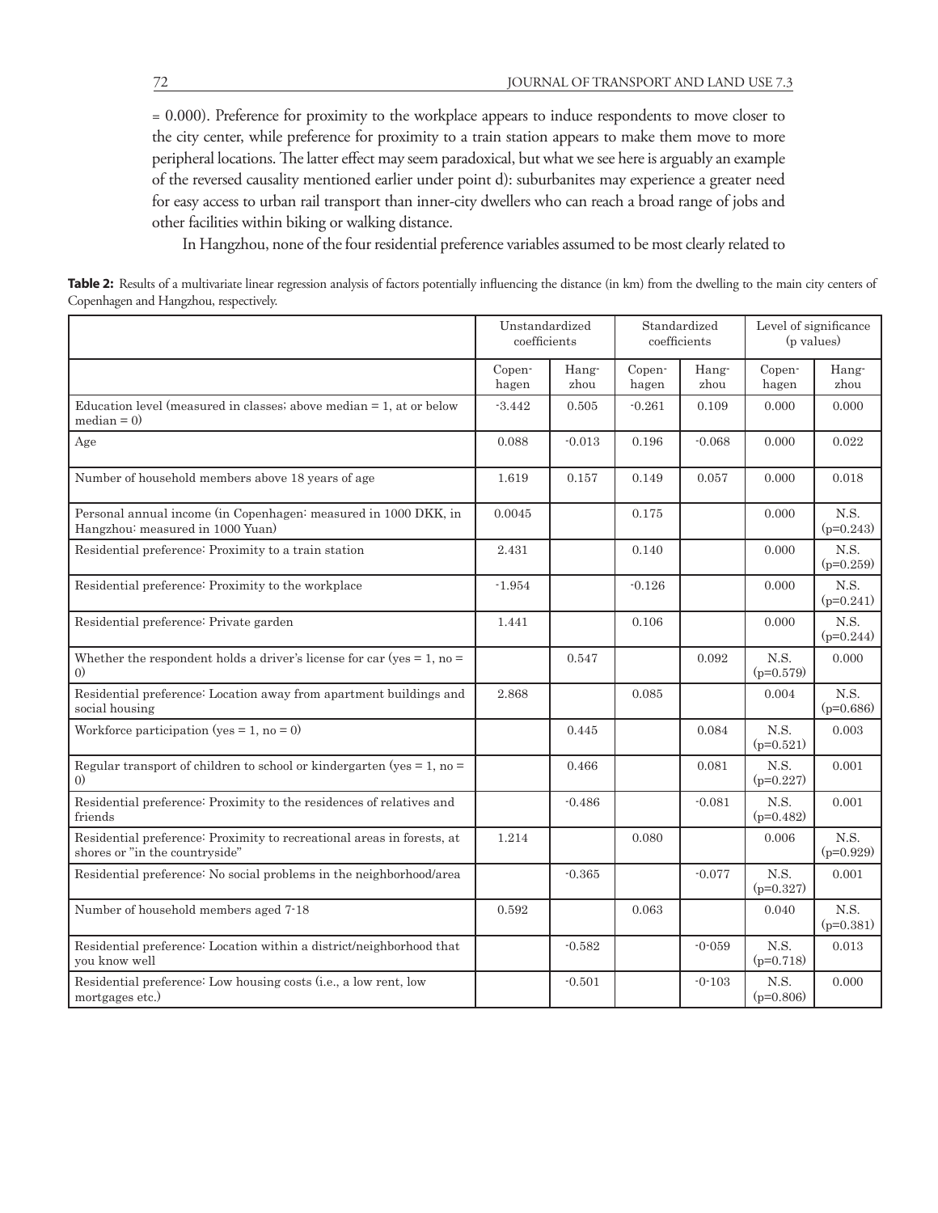= 0.000). Preference for proximity to the workplace appears to induce respondents to move closer to the city center, while preference for proximity to a train station appears to make them move to more peripheral locations. The latter effect may seem paradoxical, but what we see here is arguably an example of the reversed causality mentioned earlier under point d): suburbanites may experience a greater need for easy access to urban rail transport than inner-city dwellers who can reach a broad range of jobs and other facilities within biking or walking distance.

In Hangzhou, none of the four residential preference variables assumed to be most clearly related to

**Table 2:** Results of a multivariate linear regression analysis of factors potentially influencing the distance (in km) from the dwelling to the main city centers of Copenhagen and Hangzhou, respectively.

| | Unstandardized coefficients | | Standardized coefficients | | Level of significance (p values) | |
|---|---|---|---|---|---|---|
| | Copenhagen | Hangzhou | Copenhagen | Hangzhou | Copenhagen | Hangzhou |
| Education level (measured in classes; above median = 1, at or below median = 0) | -3.442 | 0.505 | -0.261 | 0.109 | 0.000 | 0.000 |
| Age | 0.088 | -0.013 | 0.196 | -0.068 | 0.000 | 0.022 |
| Number of household members above 18 years of age | 1.619 | 0.157 | 0.149 | 0.057 | 0.000 | 0.018 |
| Personal annual income (in Copenhagen: measured in 1000 DKK, in Hangzhou: measured in 1000 Yuan) | 0.0045 | | 0.175 | | 0.000 | N.S. (p=0.243) |
| Residential preference: Proximity to a train station | 2.431 | | 0.140 | | 0.000 | N.S. (p=0.259) |
| Residential preference: Proximity to the workplace | -1.954 | | -0.126 | | 0.000 | N.S. (p=0.241) |
| Residential preference: Private garden | 1.441 | | 0.106 | | 0.000 | N.S. (p=0.244) |
| Whether the respondent holds a driver's license for car (yes = 1, no = 0) | | 0.547 | | 0.092 | N.S. (p=0.579) | 0.000 |
| Residential preference: Location away from apartment buildings and social housing | 2.868 | | 0.085 | | 0.004 | N.S. (p=0.686) |
| Workforce participation (yes = 1, no = 0) | | 0.445 | | 0.084 | N.S. (p=0.521) | 0.003 |
| Regular transport of children to school or kindergarten (yes = 1, no = 0) | | 0.466 | | 0.081 | N.S. (p=0.227) | 0.001 |
| Residential preference: Proximity to the residences of relatives and friends | | -0.486 | | -0.081 | N.S. (p=0.482) | 0.001 |
| Residential preference: Proximity to recreational areas in forests, at shores or "in the countryside" | 1.214 | | 0.080 | | 0.006 | N.S. (p=0.929) |
| Residential preference: No social problems in the neighborhood/area | | -0.365 | | -0.077 | N.S. (p=0.327) | 0.001 |
| Number of household members aged 7-18 | 0.592 | | 0.063 | | 0.040 | N.S. (p=0.381) |
| Residential preference: Location within a district/neighborhood that you know well | | -0.582 | | -0-059 | N.S. (p=0.718) | 0.013 |
| Residential preference: Low housing costs (i.e., a low rent, low mortgages etc.) | | -0.501 | | -0-103 | N.S. (p=0.806) | 0.000 |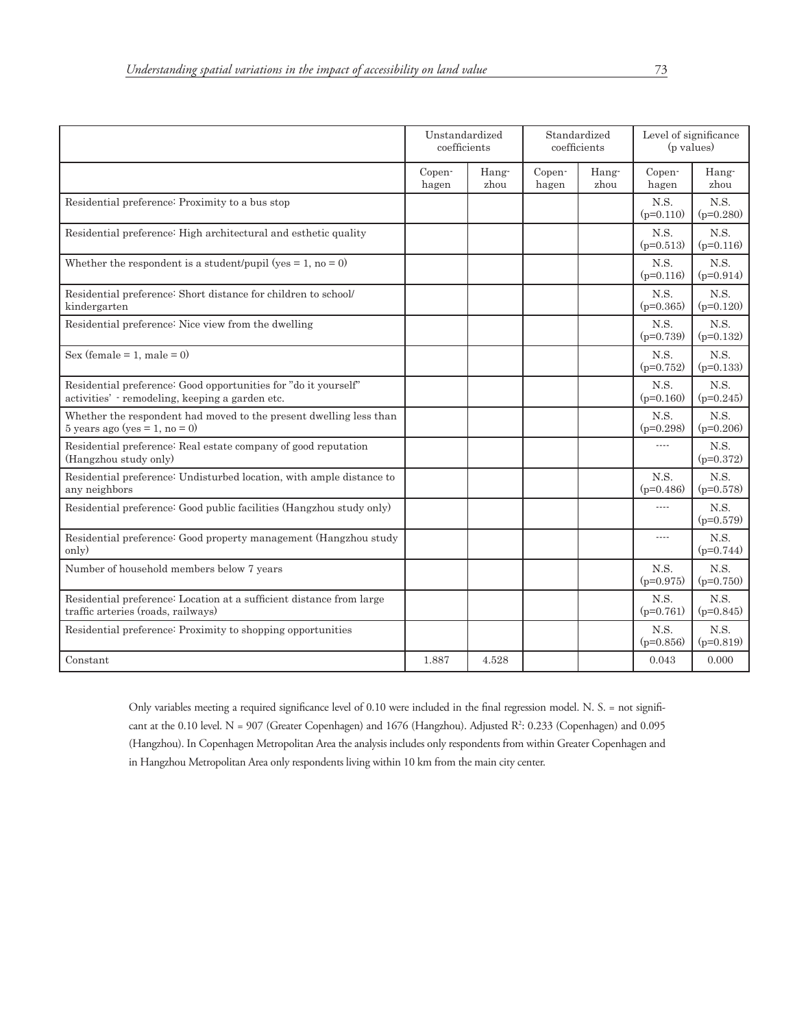| | Unstandardized coefficients | | Standardized coefficients | | Level of significance (p values) | |
|---|---|---|---|---|---|---|
| | Copen-hagen | Hang-zhou | Copen-hagen | Hang-zhou | Copen-hagen | Hang-zhou |
| Residential preference: Proximity to a bus stop | | | | | N.S. (p=0.110) | N.S. (p=0.280) |
| Residential preference: High architectural and esthetic quality | | | | | N.S. (p=0.513) | N.S. (p=0.116) |
| Whether the respondent is a student/pupil (yes = 1, no = 0) | | | | | N.S. (p=0.116) | N.S. (p=0.914) |
| Residential preference: Short distance for children to school/ kindergarten | | | | | N.S. (p=0.365) | N.S. (p=0.120) |
| Residential preference: Nice view from the dwelling | | | | | N.S. (p=0.739) | N.S. (p=0.132) |
| Sex (female = 1, male = 0) | | | | | N.S. (p=0.752) | N.S. (p=0.133) |
| Residential preference: Good opportunities for "do it yourself" activities' - remodeling, keeping a garden etc. | | | | | N.S. (p=0.160) | N.S. (p=0.245) |
| Whether the respondent had moved to the present dwelling less than 5 years ago (yes = 1, no = 0) | | | | | N.S. (p=0.298) | N.S. (p=0.206) |
| Residential preference: Real estate company of good reputation (Hangzhou study only) | | | | | ---- | N.S. (p=0.372) |
| Residential preference: Undisturbed location, with ample distance to any neighbors | | | | | N.S. (p=0.486) | N.S. (p=0.578) |
| Residential preference: Good public facilities (Hangzhou study only) | | | | | ---- | N.S. (p=0.579) |
| Residential preference: Good property management (Hangzhou study only) | | | | | ---- | N.S. (p=0.744) |
| Number of household members below 7 years | | | | | N.S. (p=0.975) | N.S. (p=0.750) |
| Residential preference: Location at a sufficient distance from large traffic arteries (roads, railways) | | | | | N.S. (p=0.761) | N.S. (p=0.845) |
| Residential preference: Proximity to shopping opportunities | | | | | N.S. (p=0.856) | N.S. (p=0.819) |
| Constant | 1.887 | 4.528 | | | 0.043 | 0.000 |

Only variables meeting a required significance level of 0.10 were included in the final regression model. N. S. = not significant at the 0.10 level. N = 907 (Greater Copenhagen) and 1676 (Hangzhou). Adjusted $R^2$: 0.233 (Copenhagen) and 0.095 (Hangzhou). In Copenhagen Metropolitan Area the analysis includes only respondents from within Greater Copenhagen and in Hangzhou Metropolitan Area only respondents living within 10 km from the main city center.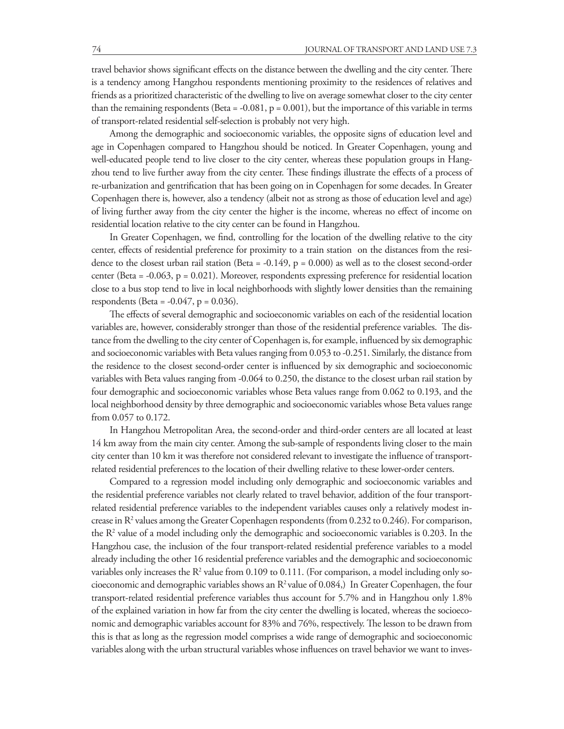travel behavior shows significant effects on the distance between the dwelling and the city center. There is a tendency among Hangzhou respondents mentioning proximity to the residences of relatives and friends as a prioritized characteristic of the dwelling to live on average somewhat closer to the city center than the remaining respondents (Beta = -0.081, p = 0.001), but the importance of this variable in terms of transport-related residential self-selection is probably not very high.

Among the demographic and socioeconomic variables, the opposite signs of education level and age in Copenhagen compared to Hangzhou should be noticed. In Greater Copenhagen, young and well-educated people tend to live closer to the city center, whereas these population groups in Hangzhou tend to live further away from the city center. These findings illustrate the effects of a process of re-urbanization and gentrification that has been going on in Copenhagen for some decades. In Greater Copenhagen there is, however, also a tendency (albeit not as strong as those of education level and age) of living further away from the city center the higher is the income, whereas no effect of income on residential location relative to the city center can be found in Hangzhou.

In Greater Copenhagen, we find, controlling for the location of the dwelling relative to the city center, effects of residential preference for proximity to a train station on the distances from the residence to the closest urban rail station (Beta = -0.149, p = 0.000) as well as to the closest second-order center (Beta = -0.063, p = 0.021). Moreover, respondents expressing preference for residential location close to a bus stop tend to live in local neighborhoods with slightly lower densities than the remaining respondents (Beta = -0.047, p = 0.036).

The effects of several demographic and socioeconomic variables on each of the residential location variables are, however, considerably stronger than those of the residential preference variables. The distance from the dwelling to the city center of Copenhagen is, for example, influenced by six demographic and socioeconomic variables with Beta values ranging from 0.053 to -0.251. Similarly, the distance from the residence to the closest second-order center is influenced by six demographic and socioeconomic variables with Beta values ranging from -0.064 to 0.250, the distance to the closest urban rail station by four demographic and socioeconomic variables whose Beta values range from 0.062 to 0.193, and the local neighborhood density by three demographic and socioeconomic variables whose Beta values range from 0.057 to 0.172.

In Hangzhou Metropolitan Area, the second-order and third-order centers are all located at least 14 km away from the main city center. Among the sub-sample of respondents living closer to the main city center than 10 km it was therefore not considered relevant to investigate the influence of transport-related residential preferences to the location of their dwelling relative to these lower-order centers.

Compared to a regression model including only demographic and socioeconomic variables and the residential preference variables not clearly related to travel behavior, addition of the four transport-related residential preference variables to the independent variables causes only a relatively modest increase in $R^2$ values among the Greater Copenhagen respondents (from 0.232 to 0.246). For comparison, the $R^2$ value of a model including only the demographic and socioeconomic variables is 0.203. In the Hangzhou case, the inclusion of the four transport-related residential preference variables to a model already including the other 16 residential preference variables and the demographic and socioeconomic variables only increases the $R^2$ value from 0.109 to 0.111. (For comparison, a model including only socioeconomic and demographic variables shows an $R^2$ value of 0.084,) In Greater Copenhagen, the four transport-related residential preference variables thus account for 5.7% and in Hangzhou only 1.8% of the explained variation in how far from the city center the dwelling is located, whereas the socioeconomic and demographic variables account for 83% and 76%, respectively. The lesson to be drawn from this is that as long as the regression model comprises a wide range of demographic and socioeconomic variables along with the urban structural variables whose influences on travel behavior we want to inves-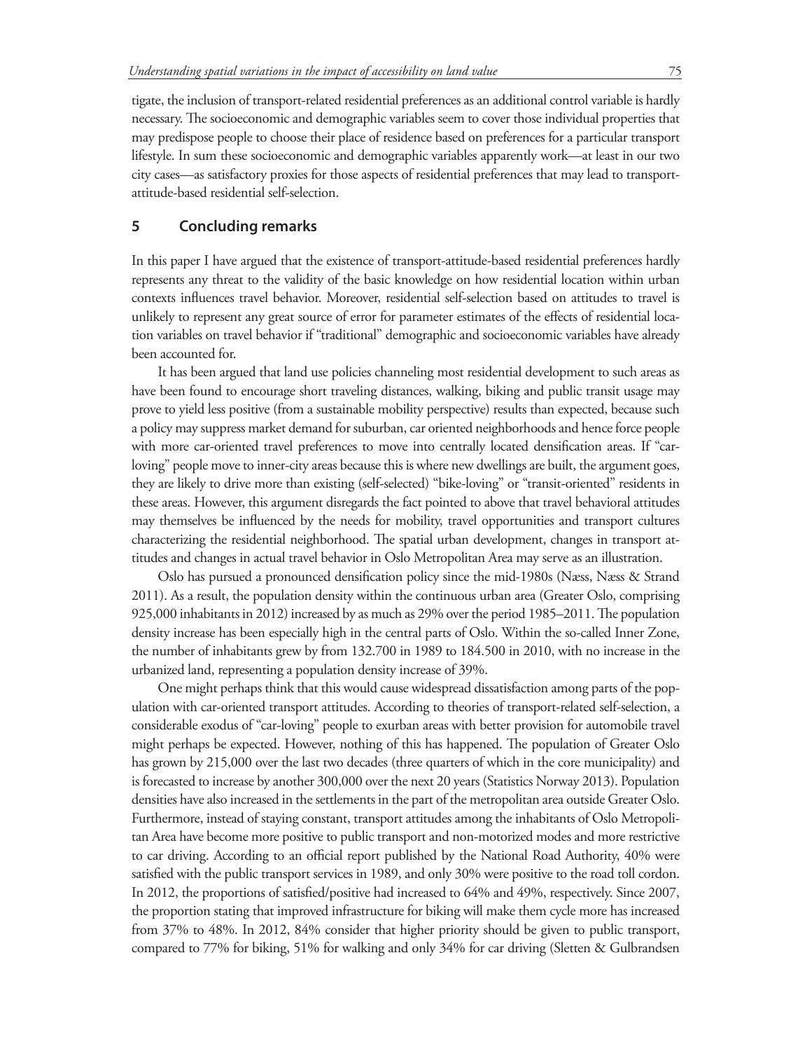tigate, the inclusion of transport-related residential preferences as an additional control variable is hardly necessary. The socioeconomic and demographic variables seem to cover those individual properties that may predispose people to choose their place of residence based on preferences for a particular transport lifestyle. In sum these socioeconomic and demographic variables apparently work—at least in our two city cases—as satisfactory proxies for those aspects of residential preferences that may lead to transport-attitude-based residential self-selection.

## 5 Concluding remarks

In this paper I have argued that the existence of transport-attitude-based residential preferences hardly represents any threat to the validity of the basic knowledge on how residential location within urban contexts influences travel behavior. Moreover, residential self-selection based on attitudes to travel is unlikely to represent any great source of error for parameter estimates of the effects of residential location variables on travel behavior if "traditional" demographic and socioeconomic variables have already been accounted for.

It has been argued that land use policies channeling most residential development to such areas as have been found to encourage short traveling distances, walking, biking and public transit usage may prove to yield less positive (from a sustainable mobility perspective) results than expected, because such a policy may suppress market demand for suburban, car oriented neighborhoods and hence force people with more car-oriented travel preferences to move into centrally located densification areas. If "car-loving" people move to inner-city areas because this is where new dwellings are built, the argument goes, they are likely to drive more than existing (self-selected) "bike-loving" or "transit-oriented" residents in these areas. However, this argument disregards the fact pointed to above that travel behavioral attitudes may themselves be influenced by the needs for mobility, travel opportunities and transport cultures characterizing the residential neighborhood. The spatial urban development, changes in transport attitudes and changes in actual travel behavior in Oslo Metropolitan Area may serve as an illustration.

Oslo has pursued a pronounced densification policy since the mid-1980s (Næss, Næss & Strand 2011). As a result, the population density within the continuous urban area (Greater Oslo, comprising 925,000 inhabitants in 2012) increased by as much as 29% over the period 1985–2011. The population density increase has been especially high in the central parts of Oslo. Within the so-called Inner Zone, the number of inhabitants grew by from 132.700 in 1989 to 184.500 in 2010, with no increase in the urbanized land, representing a population density increase of 39%.

One might perhaps think that this would cause widespread dissatisfaction among parts of the population with car-oriented transport attitudes. According to theories of transport-related self-selection, a considerable exodus of "car-loving" people to exurban areas with better provision for automobile travel might perhaps be expected. However, nothing of this has happened. The population of Greater Oslo has grown by 215,000 over the last two decades (three quarters of which in the core municipality) and is forecasted to increase by another 300,000 over the next 20 years (Statistics Norway 2013). Population densities have also increased in the settlements in the part of the metropolitan area outside Greater Oslo. Furthermore, instead of staying constant, transport attitudes among the inhabitants of Oslo Metropolitan Area have become more positive to public transport and non-motorized modes and more restrictive to car driving. According to an official report published by the National Road Authority, 40% were satisfied with the public transport services in 1989, and only 30% were positive to the road toll cordon. In 2012, the proportions of satisfied/positive had increased to 64% and 49%, respectively. Since 2007, the proportion stating that improved infrastructure for biking will make them cycle more has increased from 37% to 48%. In 2012, 84% consider that higher priority should be given to public transport, compared to 77% for biking, 51% for walking and only 34% for car driving (Sletten & Gulbrandsen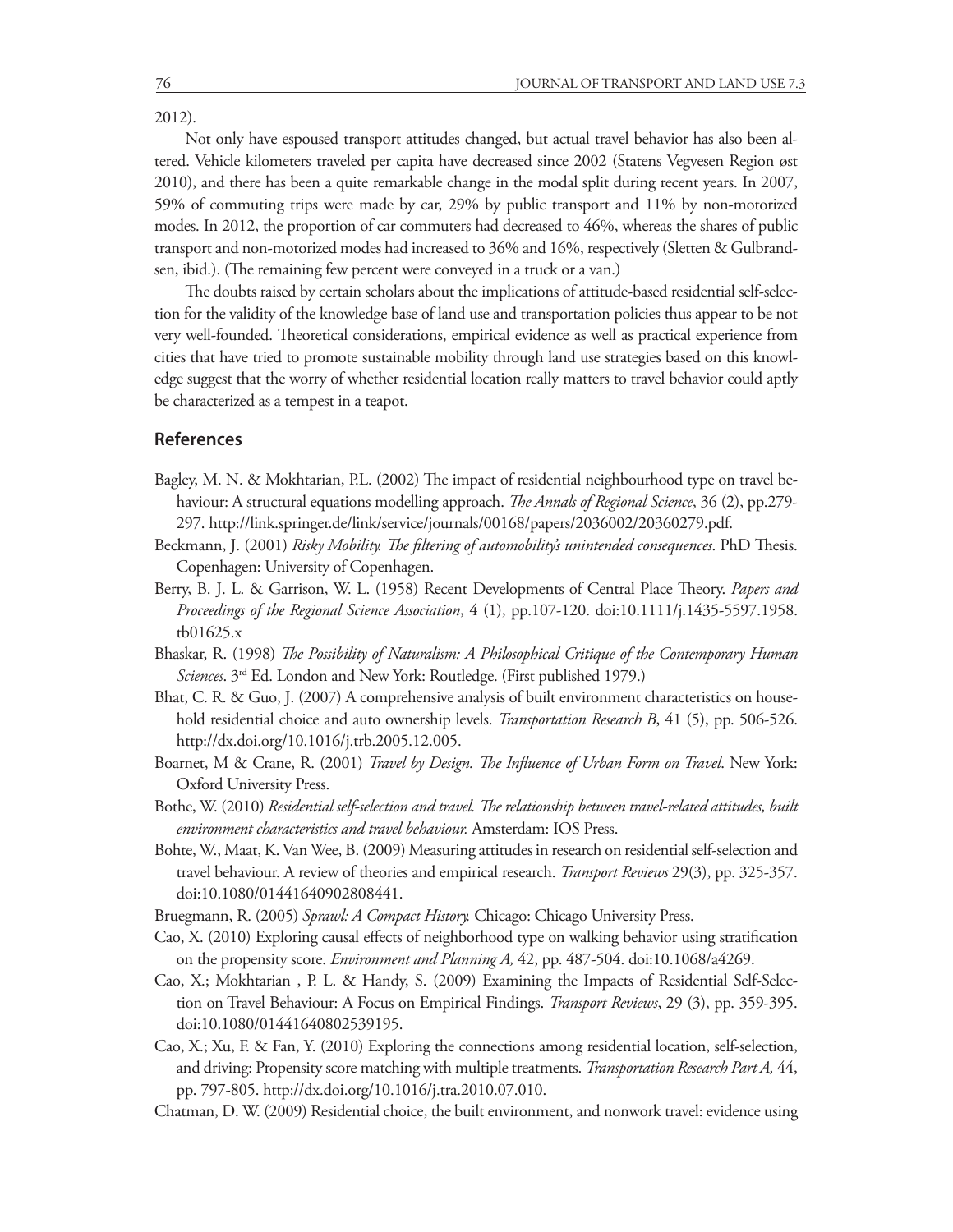2012).

Not only have espoused transport attitudes changed, but actual travel behavior has also been altered. Vehicle kilometers traveled per capita have decreased since 2002 (Statens Vegvesen Region øst 2010), and there has been a quite remarkable change in the modal split during recent years. In 2007, 59% of commuting trips were made by car, 29% by public transport and 11% by non-motorized modes. In 2012, the proportion of car commuters had decreased to 46%, whereas the shares of public transport and non-motorized modes had increased to 36% and 16%, respectively (Sletten & Gulbrandsen, ibid.). (The remaining few percent were conveyed in a truck or a van.)

The doubts raised by certain scholars about the implications of attitude-based residential self-selection for the validity of the knowledge base of land use and transportation policies thus appear to be not very well-founded. Theoretical considerations, empirical evidence as well as practical experience from cities that have tried to promote sustainable mobility through land use strategies based on this knowledge suggest that the worry of whether residential location really matters to travel behavior could aptly be characterized as a tempest in a teapot.

## References

Bagley, M. N. & Mokhtarian, P.L. (2002) The impact of residential neighbourhood type on travel behaviour: A structural equations modelling approach. *The Annals of Regional Science*, 36 (2), pp.279-297. http://link.springer.de/link/service/journals/00168/papers/2036002/20360279.pdf.

Beckmann, J. (2001) *Risky Mobility. The filtering of automobility's unintended consequences*. PhD Thesis. Copenhagen: University of Copenhagen.

Berry, B. J. L. & Garrison, W. L. (1958) Recent Developments of Central Place Theory. *Papers and Proceedings of the Regional Science Association*, 4 (1), pp.107-120. doi:10.1111/j.1435-5597.1958.tb01625.x

Bhaskar, R. (1998) *The Possibility of Naturalism: A Philosophical Critique of the Contemporary Human Sciences*. 3rd Ed. London and New York: Routledge. (First published 1979.)

Bhat, C. R. & Guo, J. (2007) A comprehensive analysis of built environment characteristics on household residential choice and auto ownership levels. *Transportation Research B*, 41 (5), pp. 506-526. http://dx.doi.org/10.1016/j.trb.2005.12.005.

Boarnet, M & Crane, R. (2001) *Travel by Design. The Influence of Urban Form on Travel*. New York: Oxford University Press.

Bothe, W. (2010) *Residential self-selection and travel. The relationship between travel-related attitudes, built environment characteristics and travel behaviour.* Amsterdam: IOS Press.

Bohte, W., Maat, K. Van Wee, B. (2009) Measuring attitudes in research on residential self-selection and travel behaviour. A review of theories and empirical research. *Transport Reviews* 29(3), pp. 325-357. doi:10.1080/01441640902808441.

Bruegmann, R. (2005) *Sprawl: A Compact History.* Chicago: Chicago University Press.

Cao, X. (2010) Exploring causal effects of neighborhood type on walking behavior using stratification on the propensity score. *Environment and Planning A,* 42, pp. 487-504. doi:10.1068/a4269.

Cao, X.; Mokhtarian , P. L. & Handy, S. (2009) Examining the Impacts of Residential Self-Selection on Travel Behaviour: A Focus on Empirical Findings. *Transport Reviews*, 29 (3), pp. 359-395. doi:10.1080/01441640802539195.

Cao, X.; Xu, F. & Fan, Y. (2010) Exploring the connections among residential location, self-selection, and driving: Propensity score matching with multiple treatments. *Transportation Research Part A,* 44, pp. 797-805. http://dx.doi.org/10.1016/j.tra.2010.07.010.

Chatman, D. W. (2009) Residential choice, the built environment, and nonwork travel: evidence using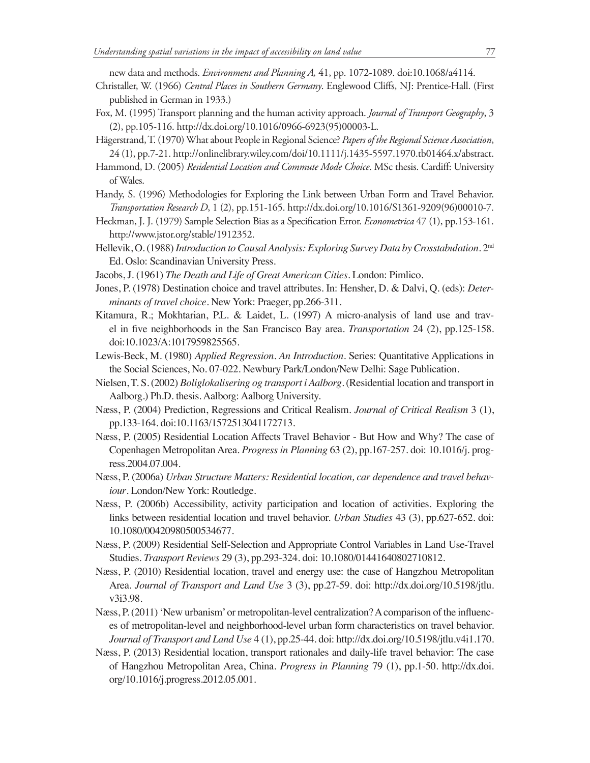new data and methods. *Environment and Planning A,* 41, pp. 1072-1089. doi:10.1068/a4114.

Christaller, W. (1966) *Central Places in Southern Germany*. Englewood Cliffs, NJ: Prentice-Hall. (First published in German in 1933.)

Fox, M. (1995) Transport planning and the human activity approach. *Journal of Transport Geography*, 3 (2), pp.105-116. http://dx.doi.org/10.1016/0966-6923(95)00003-L.

Hägerstrand, T. (1970) What about People in Regional Science? *Papers of the Regional Science Association*, 24 (1), pp.7-21. http://onlinelibrary.wiley.com/doi/10.1111/j.1435-5597.1970.tb01464.x/abstract.

Hammond, D. (2005) *Residential Location and Commute Mode Choice*. MSc thesis. Cardiff: University of Wales.

Handy, S. (1996) Methodologies for Exploring the Link between Urban Form and Travel Behavior. *Transportation Research D*, 1 (2), pp.151-165. http://dx.doi.org/10.1016/S1361-9209(96)00010-7.

Heckman, J. J. (1979) Sample Selection Bias as a Specification Error. *Econometrica* 47 (1), pp.153-161. http://www.jstor.org/stable/1912352.

Hellevik, O. (1988) *Introduction to Causal Analysis: Exploring Survey Data by Crosstabulation*. 2nd Ed. Oslo: Scandinavian University Press.

Jacobs, J. (1961) *The Death and Life of Great American Cities*. London: Pimlico.

Jones, P. (1978) Destination choice and travel attributes. In: Hensher, D. & Dalvi, Q. (eds): *Determinants of travel choice*. New York: Praeger, pp.266-311.

Kitamura, R.; Mokhtarian, P.L. & Laidet, L. (1997) A micro-analysis of land use and travel in five neighborhoods in the San Francisco Bay area. *Transportation* 24 (2), pp.125-158. doi:10.1023/A:1017959825565.

Lewis-Beck, M. (1980) *Applied Regression. An Introduction*. Series: Quantitative Applications in the Social Sciences, No. 07-022. Newbury Park/London/New Delhi: Sage Publication.

Nielsen, T. S. (2002) *Boliglokalisering og transport i Aalborg*. (Residential location and transport in Aalborg.) Ph.D. thesis. Aalborg: Aalborg University.

Næss, P. (2004) Prediction, Regressions and Critical Realism. *Journal of Critical Realism* 3 (1), pp.133-164. doi:10.1163/1572513041172713.

Næss, P. (2005) Residential Location Affects Travel Behavior - But How and Why? The case of Copenhagen Metropolitan Area. *Progress in Planning* 63 (2), pp.167-257. doi: 10.1016/j.progress.2004.07.004.

Næss, P. (2006a) *Urban Structure Matters: Residential location, car dependence and travel behaviour*. London/New York: Routledge.

Næss, P. (2006b) Accessibility, activity participation and location of activities. Exploring the links between residential location and travel behavior. *Urban Studies* 43 (3), pp.627-652. doi: 10.1080/00420980500534677.

Næss, P. (2009) Residential Self-Selection and Appropriate Control Variables in Land Use-Travel Studies. *Transport Reviews* 29 (3), pp.293-324. doi: 10.1080/01441640802710812.

Næss, P. (2010) Residential location, travel and energy use: the case of Hangzhou Metropolitan Area. *Journal of Transport and Land Use* 3 (3), pp.27-59. doi: http://dx.doi.org/10.5198/jtlu.v3i3.98.

Næss, P. (2011) 'New urbanism' or metropolitan-level centralization? A comparison of the influences of metropolitan-level and neighborhood-level urban form characteristics on travel behavior. *Journal of Transport and Land Use* 4 (1), pp.25-44. doi: http://dx.doi.org/10.5198/jtlu.v4i1.170.

Næss, P. (2013) Residential location, transport rationales and daily-life travel behavior: The case of Hangzhou Metropolitan Area, China. *Progress in Planning* 79 (1), pp.1-50. http://dx.doi.org/10.1016/j.progress.2012.05.001.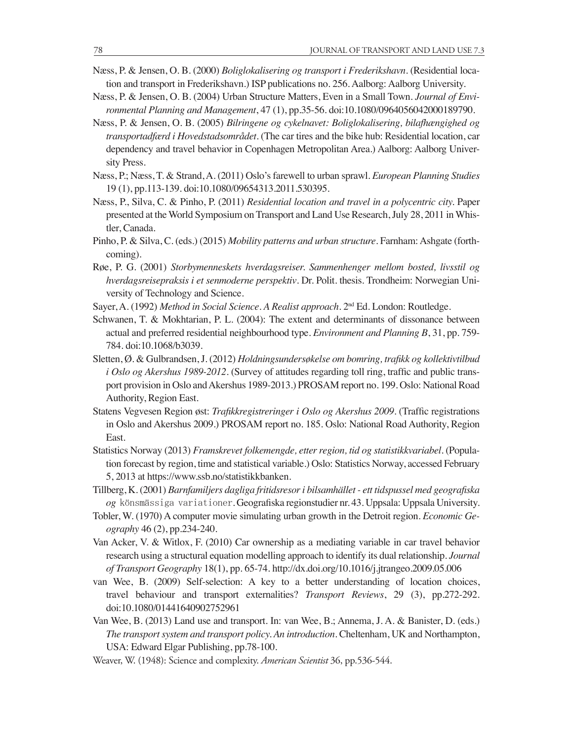Næss, P. & Jensen, O. B. (2000) *Boliglokalisering og transport i Frederikshavn*. (Residential location and transport in Frederikshavn.) ISP publications no. 256. Aalborg: Aalborg University.

Næss, P. & Jensen, O. B. (2004) Urban Structure Matters, Even in a Small Town. *Journal of Environmental Planning and Management*, 47 (1), pp.35-56. doi:10.1080/0964056042000189790.

Næss, P. & Jensen, O. B. (2005) *Bilringene og cykelnavet: Boliglokalisering, bilafhængighed og transportadfærd i Hovedstadsområdet*. (The car tires and the bike hub: Residential location, car dependency and travel behavior in Copenhagen Metropolitan Area.) Aalborg: Aalborg University Press.

Næss, P.; Næss, T. & Strand, A. (2011) Oslo's farewell to urban sprawl. *European Planning Studies* 19 (1), pp.113-139. doi:10.1080/09654313.2011.530395.

Næss, P., Silva, C. & Pinho, P. (2011) *Residential location and travel in a polycentric city.* Paper presented at the World Symposium on Transport and Land Use Research, July 28, 2011 in Whistler, Canada.

Pinho, P. & Silva, C. (eds.) (2015) *Mobility patterns and urban structure*. Farnham: Ashgate (forthcoming).

Røe, P. G. (2001) *Storbymenneskets hverdagsreiser. Sammenhenger mellom bosted, livsstil og hverdagsreisepraksis i et senmoderne perspektiv*. Dr. Polit. thesis. Trondheim: Norwegian University of Technology and Science.

Sayer, A. (1992) *Method in Social Science. A Realist approach*. 2nd Ed. London: Routledge.

Schwanen, T. & Mokhtarian, P. L. (2004): The extent and determinants of dissonance between actual and preferred residential neighbourhood type. *Environment and Planning B*, 31, pp. 759-784. doi:10.1068/b3039.

Sletten, Ø. & Gulbrandsen, J. (2012) *Holdningsundersøkelse om bomring, trafikk og kollektivtilbud i Oslo og Akershus 1989-2012*. (Survey of attitudes regarding toll ring, traffic and public transport provision in Oslo and Akershus 1989-2013.) PROSAM report no. 199. Oslo: National Road Authority, Region East.

Statens Vegvesen Region øst: *Trafikkregistreringer i Oslo og Akershus 2009*. (Traffic registrations in Oslo and Akershus 2009.) PROSAM report no. 185. Oslo: National Road Authority, Region East.

Statistics Norway (2013) *Framskrevet folkemengde, etter region, tid og statistikkvariabel*. (Population forecast by region, time and statistical variable.) Oslo: Statistics Norway, accessed February 5, 2013 at https://www.ssb.no/statistikkbanken.

Tillberg, K. (2001) *Barnfamiljers dagliga fritidsresor i bilsamhället - ett tidspussel med geografiska og* könsmässiga variationer. Geografiska regionstudier nr. 43. Uppsala: Uppsala University.

Tobler, W. (1970) A computer movie simulating urban growth in the Detroit region. *Economic Geography* 46 (2), pp.234-240.

Van Acker, V. & Witlox, F. (2010) Car ownership as a mediating variable in car travel behavior research using a structural equation modelling approach to identify its dual relationship. *Journal of Transport Geography* 18(1), pp. 65-74. http://dx.doi.org/10.1016/j.jtrangeo.2009.05.006

van Wee, B. (2009) Self-selection: A key to a better understanding of location choices, travel behaviour and transport externalities? *Transport Reviews*, 29 (3), pp.272-292. doi:10.1080/01441640902752961

Van Wee, B. (2013) Land use and transport. In: van Wee, B.; Annema, J. A. & Banister, D. (eds.) *The transport system and transport policy. An introduction*. Cheltenham, UK and Northampton, USA: Edward Elgar Publishing, pp.78-100.

Weaver, W. (1948): Science and complexity. *American Scientist* 36, pp.536-544.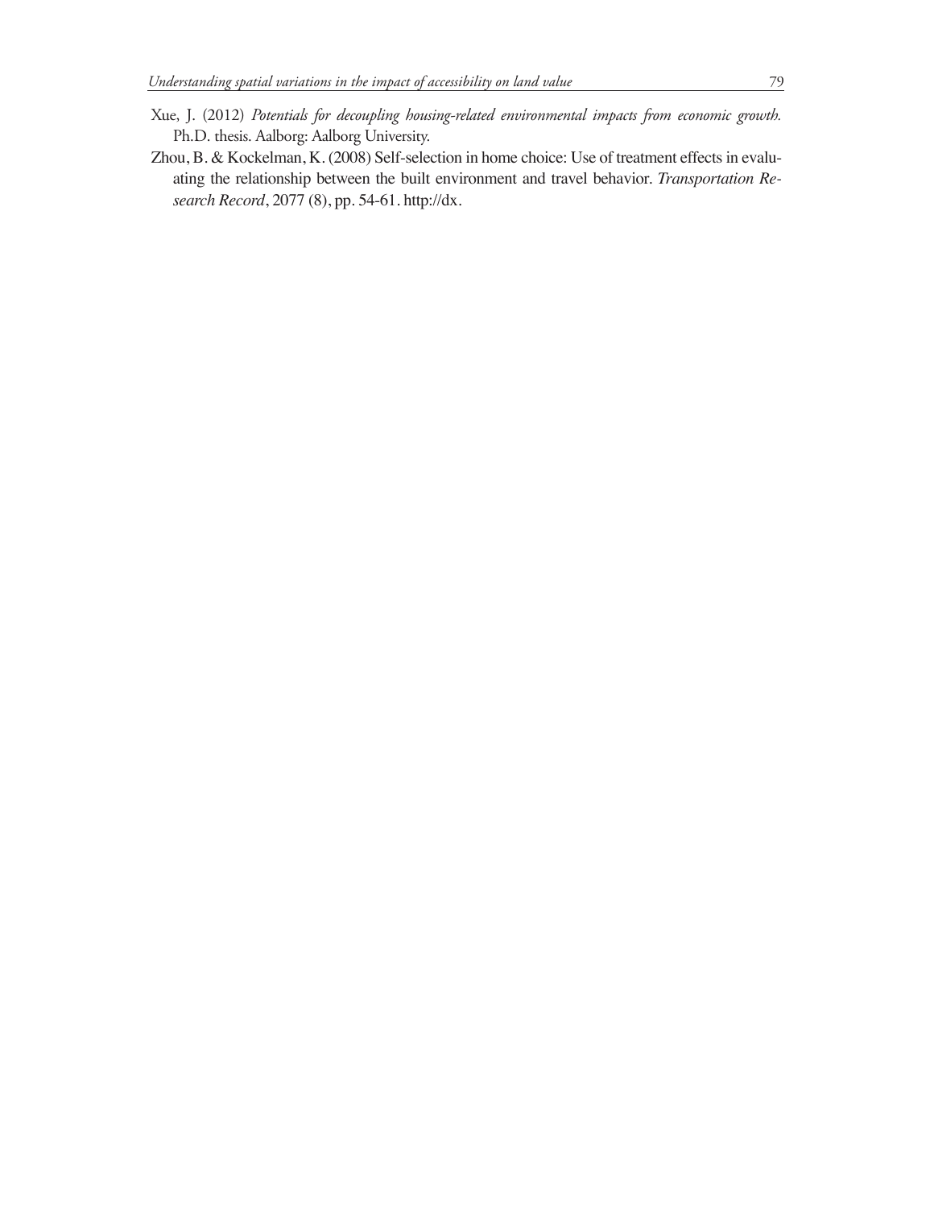Xue, J. (2012) *Potentials for decoupling housing-related environmental impacts from economic growth.* Ph.D. thesis. Aalborg: Aalborg University.

Zhou, B. & Kockelman, K. (2008) Self-selection in home choice: Use of treatment effects in evaluating the relationship between the built environment and travel behavior. *Transportation Research Record*, 2077 (8), pp. 54-61. http://dx.